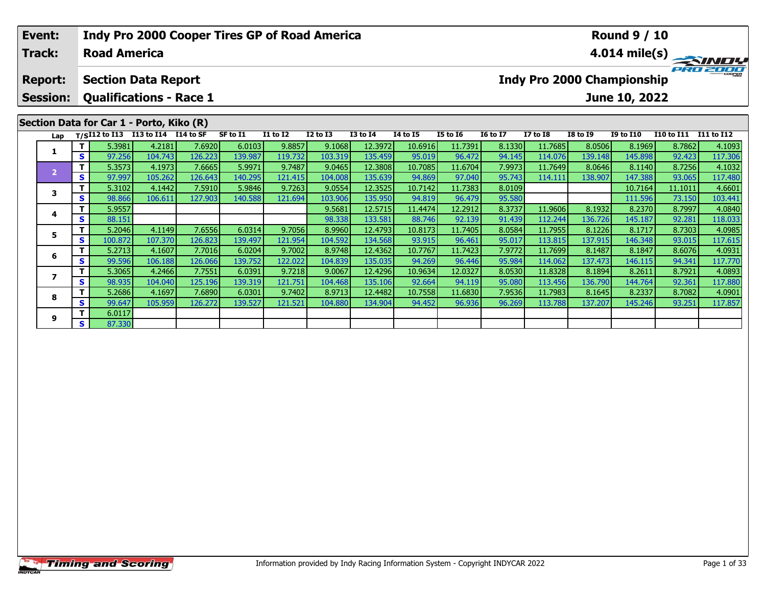| Event: | Indy Pro 2000 Cooper Tires GP of Road America | Round 9 / 10 |
|---|---|---|
| Track: | Road America | 4.014 mile(s) |
| Report: | Section Data Report | Indy Pro 2000 Championship |
| Session: | Qualifications - Race 1 | June 10, 2022 |

## Section Data for Car 1 - Porto, Kiko (R)

| Lap | T/S | I12 to I13 | I13 to I14 | I14 to SF | SF to I1 | I1 to I2 | I2 to I3 | I3 to I4 | I4 to I5 | I5 to I6 | I6 to I7 | I7 to I8 | I8 to I9 | I9 to I10 | I10 to I11 | I11 to I12 |
|---|---|---|---|---|---|---|---|---|---|---|---|---|---|---|---|---|
| 1 | T | 5.3981 | 4.2181 | 7.6920 | 6.0103 | 9.8857 | 9.1068 | 12.3972 | 10.6916 | 11.7391 | 8.1330 | 11.7685 | 8.0506 | 8.1969 | 8.7862 | 4.1093 |
| | S | 97.256 | 104.743 | 126.223 | 139.987 | 119.732 | 103.319 | 135.459 | 95.019 | 96.472 | 94.145 | 114.076 | 139.148 | 145.898 | 92.423 | 117.306 |
| 2 | T | 5.3573 | 4.1973 | 7.6665 | 5.9971 | 9.7487 | 9.0465 | 12.3808 | 10.7085 | 11.6704 | 7.9973 | 11.7649 | 8.0646 | 8.1140 | 8.7256 | 4.1032 |
| | S | 97.997 | 105.262 | 126.643 | 140.295 | 121.415 | 104.008 | 135.639 | 94.869 | 97.040 | 95.743 | 114.111 | 138.907 | 147.388 | 93.065 | 117.480 |
| 3 | T | 5.3102 | 4.1442 | 7.5910 | 5.9846 | 9.7263 | 9.0554 | 12.3525 | 10.7142 | 11.7383 | 8.0109 | | | 10.7164 | 11.1011 | 4.6601 |
| | S | 98.866 | 106.611 | 127.903 | 140.588 | 121.694 | 103.906 | 135.950 | 94.819 | 96.479 | 95.580 | | | 111.596 | 73.150 | 103.441 |
| 4 | T | 5.9557 | | | | | 9.5681 | 12.5715 | 11.4474 | 12.2912 | 8.3737 | 11.9606 | 8.1932 | 8.2370 | 8.7997 | 4.0840 |
| | S | 88.151 | | | | | 98.338 | 133.581 | 88.746 | 92.139 | 91.439 | 112.244 | 136.726 | 145.187 | 92.281 | 118.033 |
| 5 | T | 5.2046 | 4.1149 | 7.6556 | 6.0314 | 9.7056 | 8.9960 | 12.4793 | 10.8173 | 11.7405 | 8.0584 | 11.7955 | 8.1226 | 8.1717 | 8.7303 | 4.0985 |
| | S | 100.872 | 107.370 | 126.823 | 139.497 | 121.954 | 104.592 | 134.568 | 93.915 | 96.461 | 95.017 | 113.815 | 137.915 | 146.348 | 93.015 | 117.615 |
| 6 | T | 5.2713 | 4.1607 | 7.7016 | 6.0204 | 9.7002 | 8.9748 | 12.4362 | 10.7767 | 11.7423 | 7.9772 | 11.7699 | 8.1487 | 8.1847 | 8.6076 | 4.0931 |
| | S | 99.596 | 106.188 | 126.066 | 139.752 | 122.022 | 104.839 | 135.035 | 94.269 | 96.446 | 95.984 | 114.062 | 137.473 | 146.115 | 94.341 | 117.770 |
| 7 | T | 5.3065 | 4.2466 | 7.7551 | 6.0391 | 9.7218 | 9.0067 | 12.4296 | 10.9634 | 12.0327 | 8.0530 | 11.8328 | 8.1894 | 8.2611 | 8.7921 | 4.0893 |
| | S | 98.935 | 104.040 | 125.196 | 139.319 | 121.751 | 104.468 | 135.106 | 92.664 | 94.119 | 95.080 | 113.456 | 136.790 | 144.764 | 92.361 | 117.880 |
| 8 | T | 5.2686 | 4.1697 | 7.6890 | 6.0301 | 9.7402 | 8.9713 | 12.4482 | 10.7558 | 11.6830 | 7.9536 | 11.7983 | 8.1645 | 8.2337 | 8.7082 | 4.0901 |
| | S | 99.647 | 105.959 | 126.272 | 139.527 | 121.521 | 104.880 | 134.904 | 94.452 | 96.936 | 96.269 | 113.788 | 137.207 | 145.246 | 93.251 | 117.857 |
| 9 | T | 6.0117 | | | | | | | | | | | | | | |
| | S | 87.330 | | | | | | | | | | | | | | |

Information provided by Indy Racing Information System - Copyright INDYCAR 2022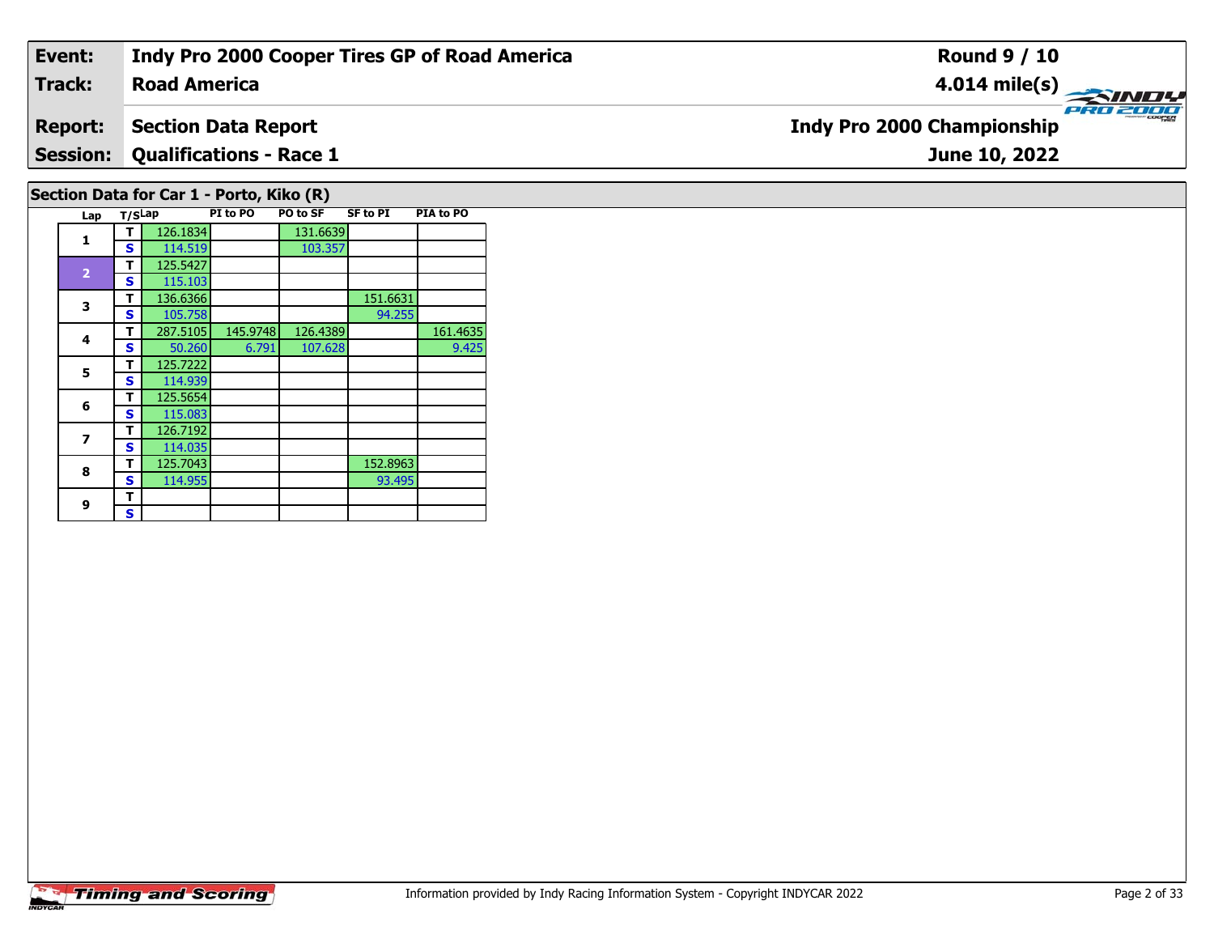| Event: | Indy Pro 2000 Cooper Tires GP of Road America | Round 9 / 10 |
|---|---|---|
| Track: | Road America | 4.014 mile(s) |
| Report: | Section Data Report | Indy Pro 2000 Championship |
| Session: | Qualifications - Race 1 | June 10, 2022 |

## Section Data for Car 1 - Porto, Kiko (R)

| Lap | T/S | Lap | PI to PO | PO to SF | SF to PI | PIA to PO |
|---|---|---|---|---|---|---|
| 1 | T | 126.1834 | | 131.6639 | | |
| | S | 114.519 | | 103.357 | | |
| 2 | T | 125.5427 | | | | |
| | S | 115.103 | | | | |
| 3 | T | 136.6366 | | | 151.6631 | |
| | S | 105.758 | | | 94.255 | |
| 4 | T | 287.5105 | 145.9748 | 126.4389 | | 161.4635 |
| | S | 50.260 | 6.791 | 107.628 | | 9.425 |
| 5 | T | 125.7222 | | | | |
| | S | 114.939 | | | | |
| 6 | T | 125.5654 | | | | |
| | S | 115.083 | | | | |
| 7 | T | 126.7192 | | | | |
| | S | 114.035 | | | | |
| 8 | T | 125.7043 | | | 152.8963 | |
| | S | 114.955 | | | 93.495 | |
| 9 | T | | | | | |
| | S | | | | | |

Information provided by Indy Racing Information System - Copyright INDYCAR 2022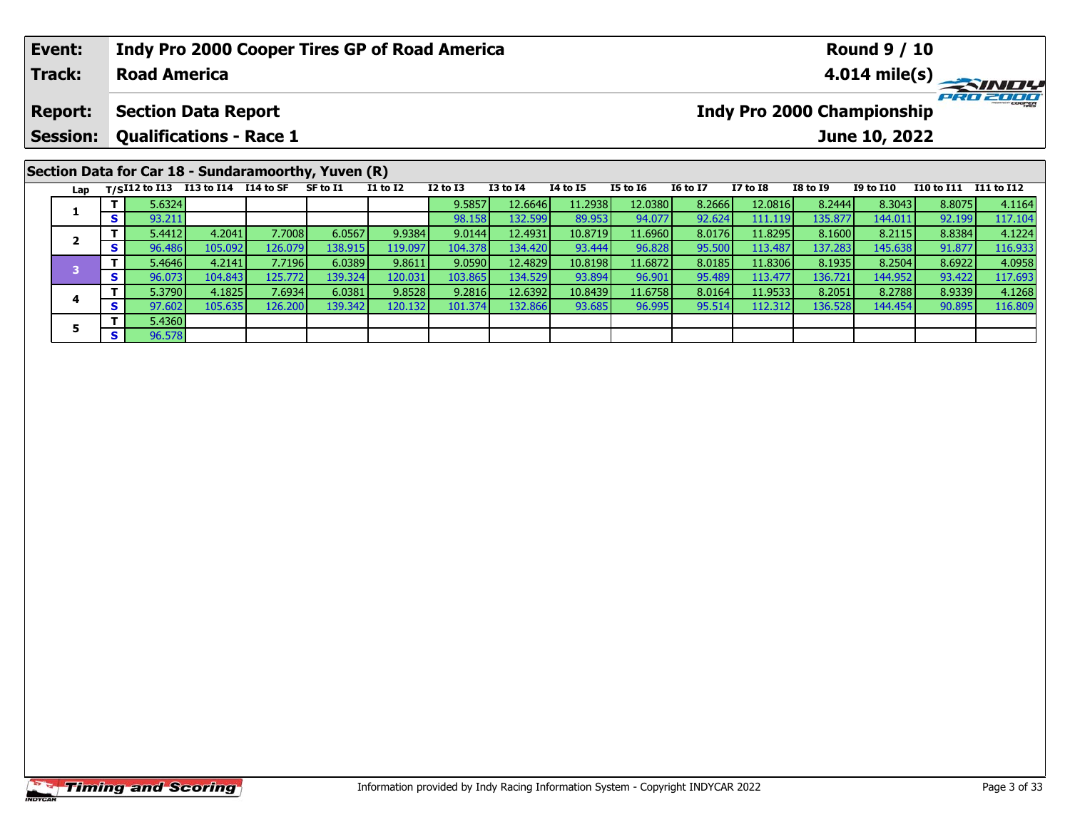| Event: | Indy Pro 2000 Cooper Tires GP of Road America | Round 9 / 10 |
|---|---|---|
| Track: | Road America | 4.014 mile(s) |
| Report: | Section Data Report | Indy Pro 2000 Championship |
| Session: | Qualifications - Race 1 | June 10, 2022 |

## Section Data for Car 18 - Sundaramoorthy, Yuven (R)

| Lap | T/S | I12 to I13 | I13 to I14 | I14 to SF | SF to I1 | I1 to I2 | I2 to I3 | I3 to I4 | I4 to I5 | I5 to I6 | I6 to I7 | I7 to I8 | I8 to I9 | I9 to I10 | I10 to I11 | I11 to I12 |
|---|---|---|---|---|---|---|---|---|---|---|---|---|---|---|---|---|
| 1 | T | 5.6324 | | | | | 9.5857 | 12.6646 | 11.2938 | 12.0380 | 8.2666 | 12.0816 | 8.2444 | 8.3043 | 8.8075 | 4.1164 |
| | S | 93.211 | | | | | 98.158 | 132.599 | 89.953 | 94.077 | 92.624 | 111.119 | 135.877 | 144.011 | 92.199 | 117.104 |
| 2 | T | 5.4412 | 4.2041 | 7.7008 | 6.0567 | 9.9384 | 9.0144 | 12.4931 | 10.8719 | 11.6960 | 8.0176 | 11.8295 | 8.1600 | 8.2115 | 8.8384 | 4.1224 |
| | S | 96.486 | 105.092 | 126.079 | 138.915 | 119.097 | 104.378 | 134.420 | 93.444 | 96.828 | 95.500 | 113.487 | 137.283 | 145.638 | 91.877 | 116.933 |
| 3 | T | 5.4646 | 4.2141 | 7.7196 | 6.0389 | 9.8611 | 9.0590 | 12.4829 | 10.8198 | 11.6872 | 8.0185 | 11.8306 | 8.1935 | 8.2504 | 8.6922 | 4.0958 |
| | S | 96.073 | 104.843 | 125.772 | 139.324 | 120.031 | 103.865 | 134.529 | 93.894 | 96.901 | 95.489 | 113.477 | 136.721 | 144.952 | 93.422 | 117.693 |
| 4 | T | 5.3790 | 4.1825 | 7.6934 | 6.0381 | 9.8528 | 9.2816 | 12.6392 | 10.8439 | 11.6758 | 8.0164 | 11.9533 | 8.2051 | 8.2788 | 8.9339 | 4.1268 |
| | S | 97.602 | 105.635 | 126.200 | 139.342 | 120.132 | 101.374 | 132.866 | 93.685 | 96.995 | 95.514 | 112.312 | 136.528 | 144.454 | 90.895 | 116.809 |
| 5 | T | 5.4360 | | | | | | | | | | | | | | |
| | S | 96.578 | | | | | | | | | | | | | | |

Information provided by Indy Racing Information System - Copyright INDYCAR 2022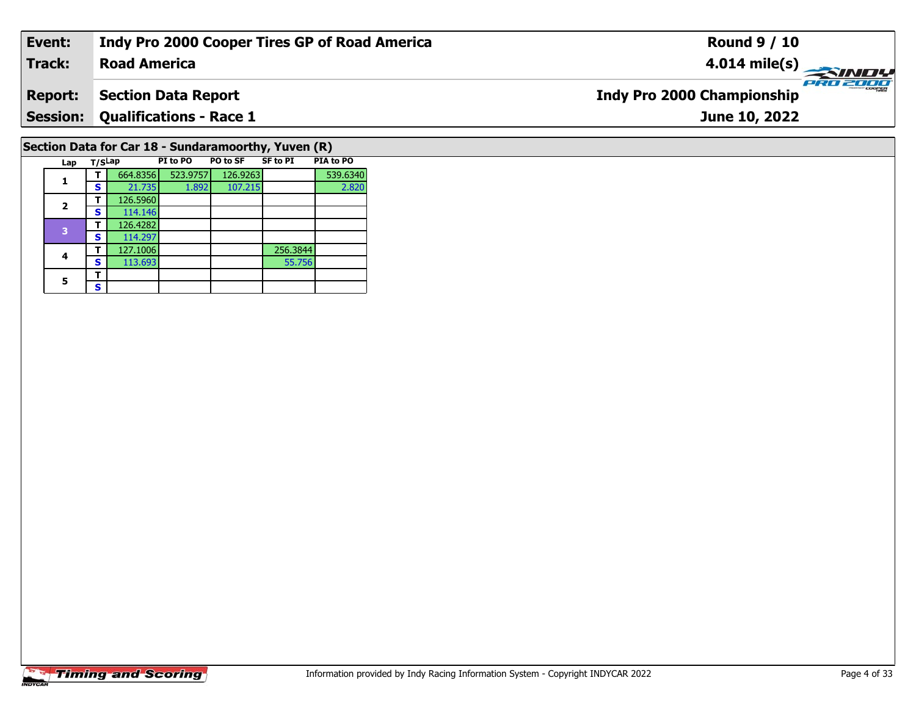| Event: | Indy Pro 2000 Cooper Tires GP of Road America | Round 9 / 10 |
|---|---|---|
| Track: | Road America | 4.014 mile(s) |
| Report: | Section Data Report | Indy Pro 2000 Championship |
| Session: | Qualifications - Race 1 | June 10, 2022 |

## Section Data for Car 18 - Sundaramoorthy, Yuven (R)

| Lap | T/S | Lap | PI to PO | PO to SF | SF to PI | PIA to PO |
|---|---|---|---|---|---|---|
| 1 | T | 664.8356 | 523.9757 | 126.9263 | | 539.6340 |
| | S | 21.735 | 1.892 | 107.215 | | 2.820 |
| 2 | T | 126.5960 | | | | |
| | S | 114.146 | | | | |
| 3 | T | 126.4282 | | | | |
| | S | 114.297 | | | | |
| 4 | T | 127.1006 | | | 256.3844 | |
| | S | 113.693 | | | 55.756 | |
| 5 | T | | | | | |
| | S | | | | | |

Information provided by Indy Racing Information System - Copyright INDYCAR 2022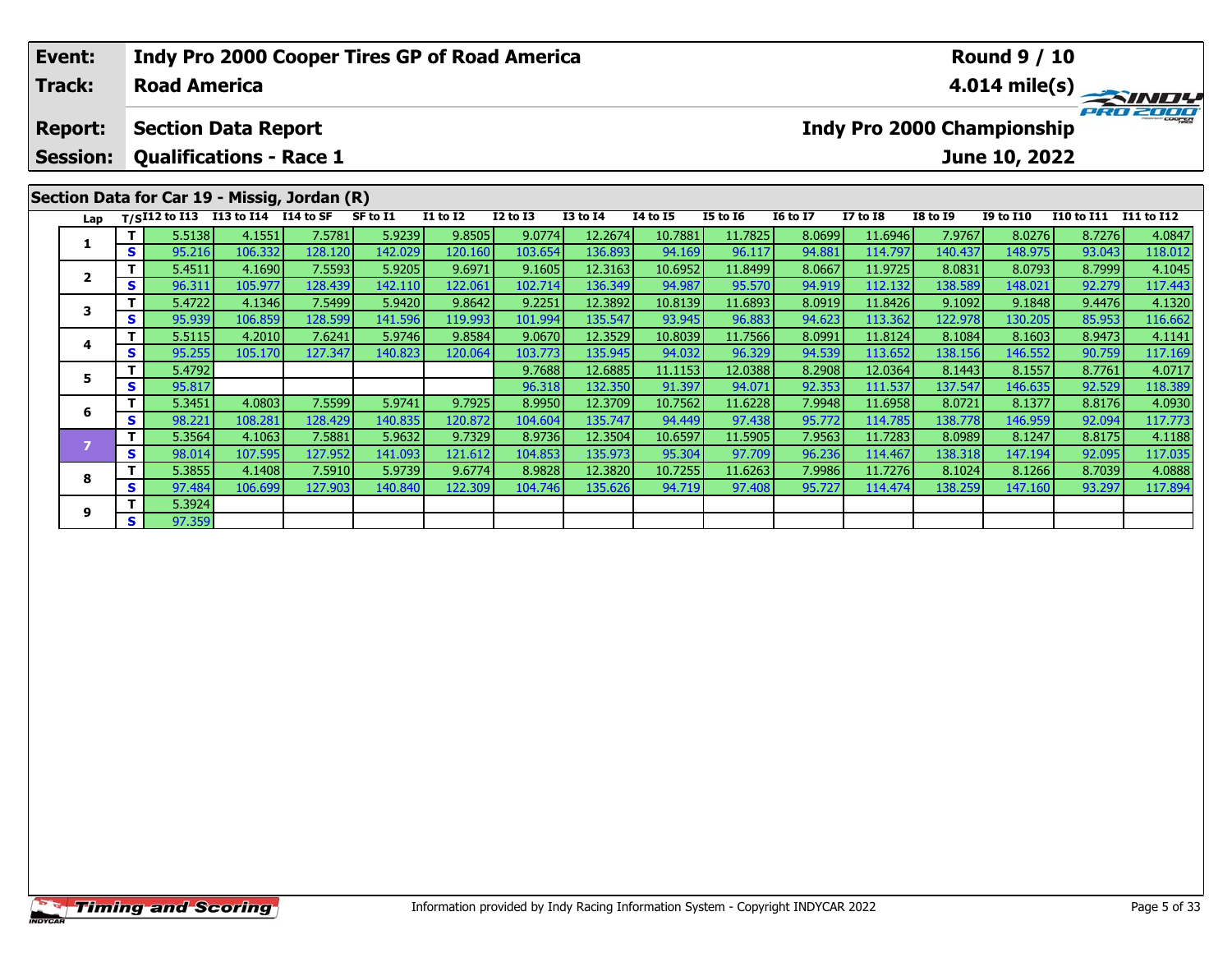| Event: | Indy Pro 2000 Cooper Tires GP of Road America | Round 9 / 10 |
|---|---|---|
| Track: | Road America | 4.014 mile(s) |
| Report: | Section Data Report | Indy Pro 2000 Championship |
| Session: | Qualifications - Race 1 | June 10, 2022 |

## Section Data for Car 19 - Missig, Jordan (R)

| Lap | T/S | I12 to I13 | I13 to I14 | I14 to SF | SF to I1 | I1 to I2 | I2 to I3 | I3 to I4 | I4 to I5 | I5 to I6 | I6 to I7 | I7 to I8 | I8 to I9 | I9 to I10 | I10 to I11 | I11 to I12 |
|---|---|---|---|---|---|---|---|---|---|---|---|---|---|---|---|---|
| 1 | T | 5.5138 | 4.1551 | 7.5781 | 5.9239 | 9.8505 | 9.0774 | 12.2674 | 10.7881 | 11.7825 | 8.0699 | 11.6946 | 7.9767 | 8.0276 | 8.7276 | 4.0847 |
| | S | 95.216 | 106.332 | 128.120 | 142.029 | 120.160 | 103.654 | 136.893 | 94.169 | 96.117 | 94.881 | 114.797 | 140.437 | 148.975 | 93.043 | 118.012 |
| 2 | T | 5.4511 | 4.1690 | 7.5593 | 5.9205 | 9.6971 | 9.1605 | 12.3163 | 10.6952 | 11.8499 | 8.0667 | 11.9725 | 8.0831 | 8.0793 | 8.7999 | 4.1045 |
| | S | 96.311 | 105.977 | 128.439 | 142.110 | 122.061 | 102.714 | 136.349 | 94.987 | 95.570 | 94.919 | 112.132 | 138.589 | 148.021 | 92.279 | 117.443 |
| 3 | T | 5.4722 | 4.1346 | 7.5499 | 5.9420 | 9.8642 | 9.2251 | 12.3892 | 10.8139 | 11.6893 | 8.0919 | 11.8426 | 9.1092 | 9.1848 | 9.4476 | 4.1320 |
| | S | 95.939 | 106.859 | 128.599 | 141.596 | 119.993 | 101.994 | 135.547 | 93.945 | 96.883 | 94.623 | 113.362 | 122.978 | 130.205 | 85.953 | 116.662 |
| 4 | T | 5.5115 | 4.2010 | 7.6241 | 5.9746 | 9.8584 | 9.0670 | 12.3529 | 10.8039 | 11.7566 | 8.0991 | 11.8124 | 8.1084 | 8.1603 | 8.9473 | 4.1141 |
| | S | 95.255 | 105.170 | 127.347 | 140.823 | 120.064 | 103.773 | 135.945 | 94.032 | 96.329 | 94.539 | 113.652 | 138.156 | 146.552 | 90.759 | 117.169 |
| 5 | T | 5.4792 | | | | | 9.7688 | 12.6885 | 11.1153 | 12.0388 | 8.2908 | 12.0364 | 8.1443 | 8.1557 | 8.7761 | 4.0717 |
| | S | 95.817 | | | | | 96.318 | 132.350 | 91.397 | 94.071 | 92.353 | 111.537 | 137.547 | 146.635 | 92.529 | 118.389 |
| 6 | T | 5.3451 | 4.0803 | 7.5599 | 5.9741 | 9.7925 | 8.9950 | 12.3709 | 10.7562 | 11.6228 | 7.9948 | 11.6958 | 8.0721 | 8.1377 | 8.8176 | 4.0930 |
| | S | 98.221 | 108.281 | 128.429 | 140.835 | 120.872 | 104.604 | 135.747 | 94.449 | 97.438 | 95.772 | 114.785 | 138.778 | 146.959 | 92.094 | 117.773 |
| 7 | T | 5.3564 | 4.1063 | 7.5881 | 5.9632 | 9.7329 | 8.9736 | 12.3504 | 10.6597 | 11.5905 | 7.9563 | 11.7283 | 8.0989 | 8.1247 | 8.8175 | 4.1188 |
| | S | 98.014 | 107.595 | 127.952 | 141.093 | 121.612 | 104.853 | 135.973 | 95.304 | 97.709 | 96.236 | 114.467 | 138.318 | 147.194 | 92.095 | 117.035 |
| 8 | T | 5.3855 | 4.1408 | 7.5910 | 5.9739 | 9.6774 | 8.9828 | 12.3820 | 10.7255 | 11.6263 | 7.9986 | 11.7276 | 8.1024 | 8.1266 | 8.7039 | 4.0888 |
| | S | 97.484 | 106.699 | 127.903 | 140.840 | 122.309 | 104.746 | 135.626 | 94.719 | 97.408 | 95.727 | 114.474 | 138.259 | 147.160 | 93.297 | 117.894 |
| 9 | T | 5.3924 | | | | | | | | | | | | | | |
| | S | 97.359 | | | | | | | | | | | | | | |

Information provided by Indy Racing Information System - Copyright INDYCAR 2022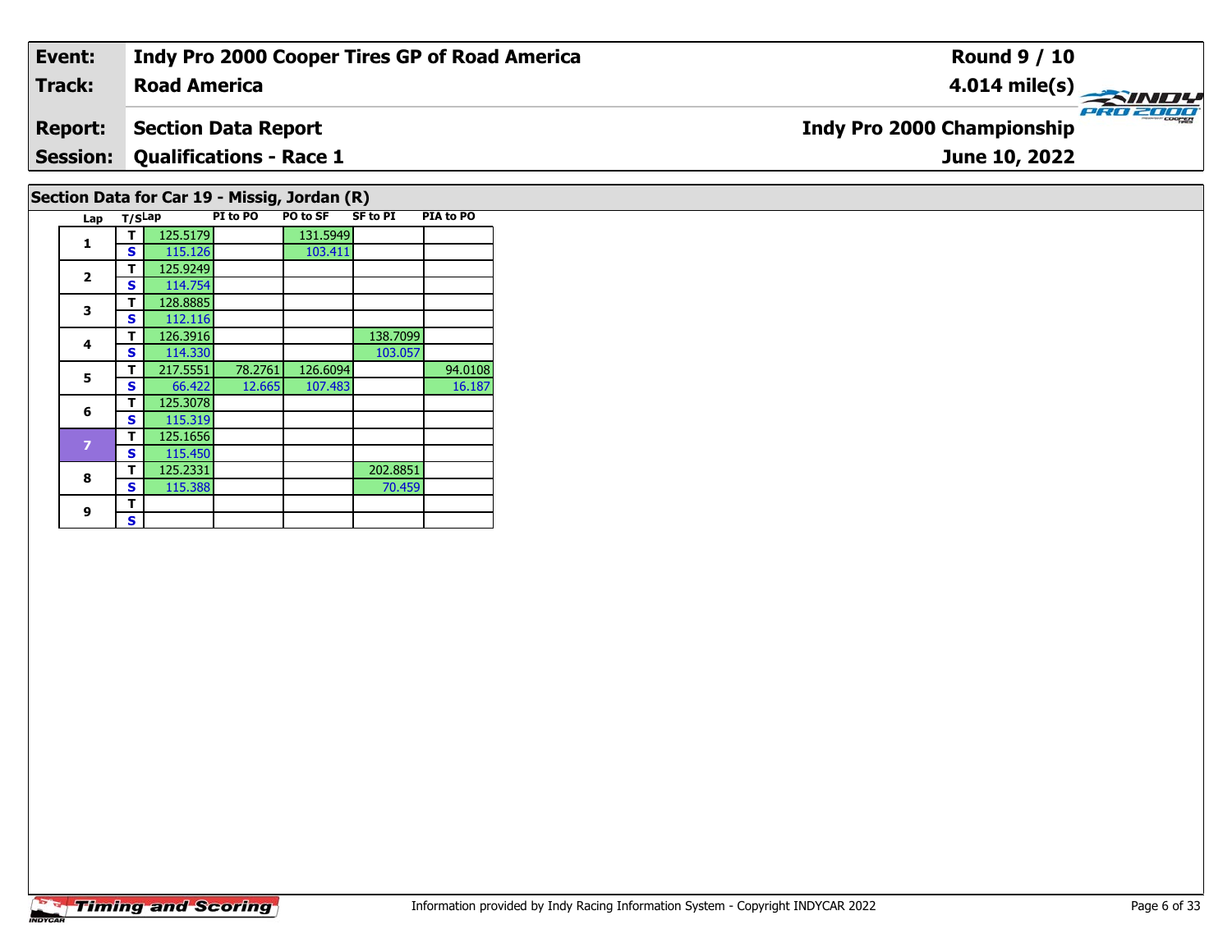| Event: | Indy Pro 2000 Cooper Tires GP of Road America | Round 9 / 10 |
| --- | --- | --- |
| Track: | Road America | 4.014 mile(s) |
| Report: | Section Data Report | Indy Pro 2000 Championship |
| Session: | Qualifications - Race 1 | June 10, 2022 |

## Section Data for Car 19 - Missig, Jordan (R)

| Lap | T/S | Lap | PI to PO | PO to SF | SF to PI | PIA to PO |
| --- | --- | --- | --- | --- | --- | --- |
| 1 | T | 125.5179 | | 131.5949 | | |
| | S | 115.126 | | 103.411 | | |
| 2 | T | 125.9249 | | | | |
| | S | 114.754 | | | | |
| 3 | T | 128.8885 | | | | |
| | S | 112.116 | | | | |
| 4 | T | 126.3916 | | | 138.7099 | |
| | S | 114.330 | | | 103.057 | |
| 5 | T | 217.5551 | 78.2761 | 126.6094 | | 94.0108 |
| | S | 66.422 | 12.665 | 107.483 | | 16.187 |
| 6 | T | 125.3078 | | | | |
| | S | 115.319 | | | | |
| 7 | T | 125.1656 | | | | |
| | S | 115.450 | | | | |
| 8 | T | 125.2331 | | | 202.8851 | |
| | S | 115.388 | | | 70.459 | |
| 9 | T | | | | | |
| | S | | | | | |

Information provided by Indy Racing Information System - Copyright INDYCAR 2022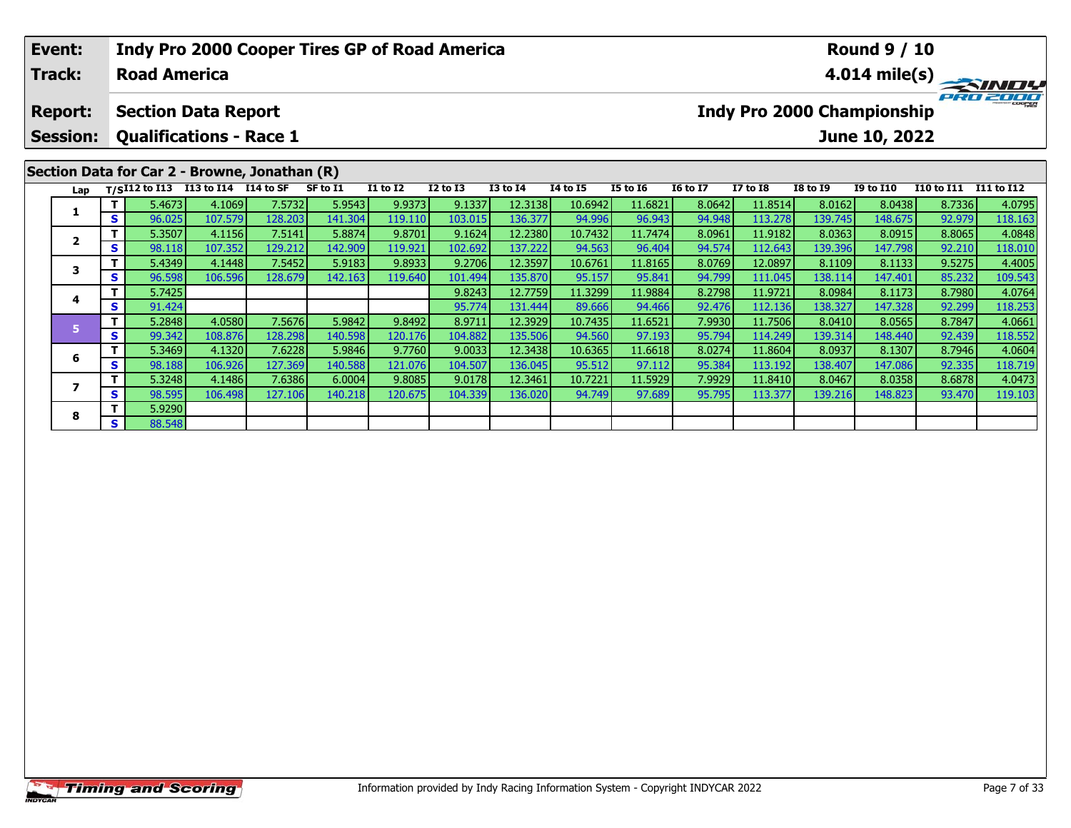| **Event:** | **Indy Pro 2000 Cooper Tires GP of Road America** | **Round 9 / 10** |
|---|---|---|
| **Track:** | **Road America** | **4.014 mile(s)** |
| **Report:** | **Section Data Report** | **Indy Pro 2000 Championship** |
| **Session:** | **Qualifications - Race 1** | **June 10, 2022** |

## Section Data for Car 2 - Browne, Jonathan (R)

| Lap | T/S | I12 to I13 | I13 to I14 | I14 to SF | SF to I1 | I1 to I2 | I2 to I3 | I3 to I4 | I4 to I5 | I5 to I6 | I6 to I7 | I7 to I8 | I8 to I9 | I9 to I10 | I10 to I11 | I11 to I12 |
|---|---|---|---|---|---|---|---|---|---|---|---|---|---|---|---|---|
| 1 | T | 5.4673 | 4.1069 | 7.5732 | 5.9543 | 9.9373 | 9.1337 | 12.3138 | 10.6942 | 11.6821 | 8.0642 | 11.8514 | 8.0162 | 8.0438 | 8.7336 | 4.0795 |
| | S | 96.025 | 107.579 | 128.203 | 141.304 | 119.110 | 103.015 | 136.377 | 94.996 | 96.943 | 94.948 | 113.278 | 139.745 | 148.675 | 92.979 | 118.163 |
| 2 | T | 5.3507 | 4.1156 | 7.5141 | 5.8874 | 9.8701 | 9.1624 | 12.2380 | 10.7432 | 11.7474 | 8.0961 | 11.9182 | 8.0363 | 8.0915 | 8.8065 | 4.0848 |
| | S | 98.118 | 107.352 | 129.212 | 142.909 | 119.921 | 102.692 | 137.222 | 94.563 | 96.404 | 94.574 | 112.643 | 139.396 | 147.798 | 92.210 | 118.010 |
| 3 | T | 5.4349 | 4.1448 | 7.5452 | 5.9183 | 9.8933 | 9.2706 | 12.3597 | 10.6761 | 11.8165 | 8.0769 | 12.0897 | 8.1109 | 8.1133 | 9.5275 | 4.4005 |
| | S | 96.598 | 106.596 | 128.679 | 142.163 | 119.640 | 101.494 | 135.870 | 95.157 | 95.841 | 94.799 | 111.045 | 138.114 | 147.401 | 85.232 | 109.543 |
| 4 | T | 5.7425 | | | | | 9.8243 | 12.7759 | 11.3299 | 11.9884 | 8.2798 | 11.9721 | 8.0984 | 8.1173 | 8.7980 | 4.0764 |
| | S | 91.424 | | | | | 95.774 | 131.444 | 89.666 | 94.466 | 92.476 | 112.136 | 138.327 | 147.328 | 92.299 | 118.253 |
| 5 | T | 5.2848 | 4.0580 | 7.5676 | 5.9842 | 9.8492 | 8.9711 | 12.3929 | 10.7435 | 11.6521 | 7.9930 | 11.7506 | 8.0410 | 8.0565 | 8.7847 | 4.0661 |
| | S | 99.342 | 108.876 | 128.298 | 140.598 | 120.176 | 104.882 | 135.506 | 94.560 | 97.193 | 95.794 | 114.249 | 139.314 | 148.440 | 92.439 | 118.552 |
| 6 | T | 5.3469 | 4.1320 | 7.6228 | 5.9846 | 9.7760 | 9.0033 | 12.3438 | 10.6365 | 11.6618 | 8.0274 | 11.8604 | 8.0937 | 8.1307 | 8.7946 | 4.0604 |
| | S | 98.188 | 106.926 | 127.369 | 140.588 | 121.076 | 104.507 | 136.045 | 95.512 | 97.112 | 95.384 | 113.192 | 138.407 | 147.086 | 92.335 | 118.719 |
| 7 | T | 5.3248 | 4.1486 | 7.6386 | 6.0004 | 9.8085 | 9.0178 | 12.3461 | 10.7221 | 11.5929 | 7.9929 | 11.8410 | 8.0467 | 8.0358 | 8.6878 | 4.0473 |
| | S | 98.595 | 106.498 | 127.106 | 140.218 | 120.675 | 104.339 | 136.020 | 94.749 | 97.689 | 95.795 | 113.377 | 139.216 | 148.823 | 93.470 | 119.103 |
| 8 | T | 5.9290 | | | | | | | | | | | | | | |
| | S | 88.548 | | | | | | | | | | | | | | |

Information provided by Indy Racing Information System - Copyright INDYCAR 2022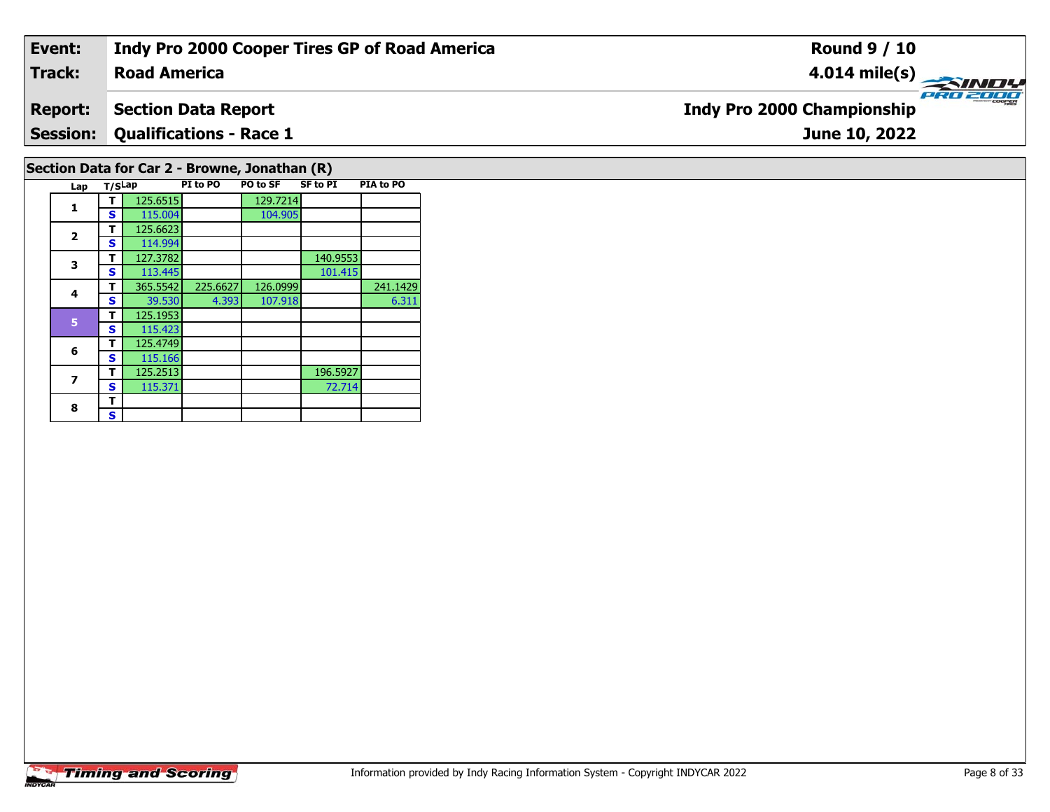| Event: | Indy Pro 2000 Cooper Tires GP of Road America | Round 9 / 10 |
|---|---|---|
| Track: | Road America | 4.014 mile(s) |
| Report: | Section Data Report | Indy Pro 2000 Championship |
| Session: | Qualifications - Race 1 | June 10, 2022 |

## Section Data for Car 2 - Browne, Jonathan (R)

| Lap | T/S | Lap | PI to PO | PO to SF | SF to PI | PIA to PO |
|---|---|---|---|---|---|---|
| 1 | T | 125.6515 | | 129.7214 | | |
| | S | 115.004 | | 104.905 | | |
| 2 | T | 125.6623 | | | | |
| | S | 114.994 | | | | |
| 3 | T | 127.3782 | | | 140.9553 | |
| | S | 113.445 | | | 101.415 | |
| 4 | T | 365.5542 | 225.6627 | 126.0999 | | 241.1429 |
| | S | 39.530 | 4.393 | 107.918 | | 6.311 |
| 5 | T | 125.1953 | | | | |
| | S | 115.423 | | | | |
| 6 | T | 125.4749 | | | | |
| | S | 115.166 | | | | |
| 7 | T | 125.2513 | | | 196.5927 | |
| | S | 115.371 | | | 72.714 | |
| 8 | T | | | | | |
| | S | | | | | |

Information provided by Indy Racing Information System - Copyright INDYCAR 2022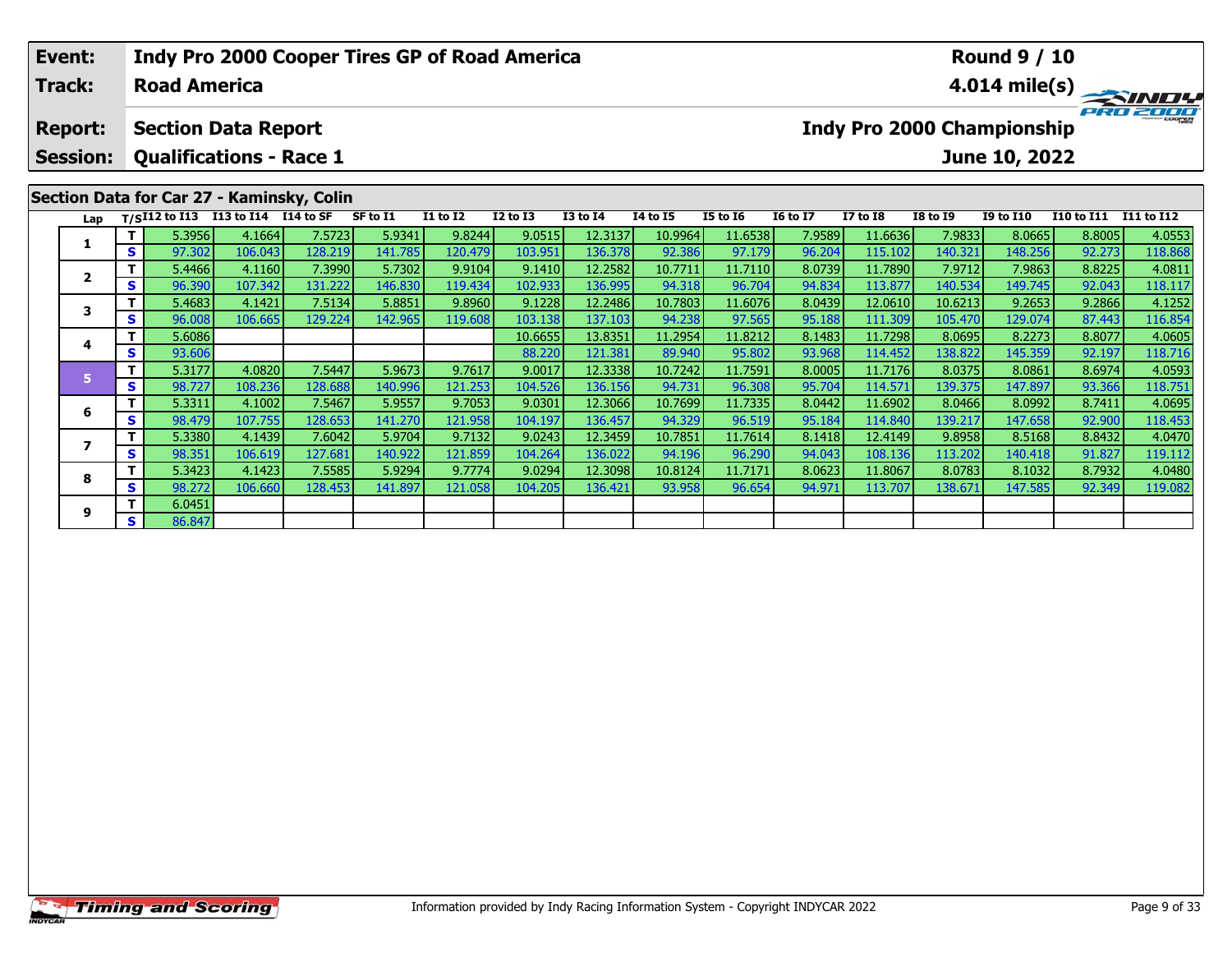| Event: | Indy Pro 2000 Cooper Tires GP of Road America | Round 9 / 10 |
|---|---|---|
| Track: | Road America | 4.014 mile(s) |
| Report: | Section Data Report | Indy Pro 2000 Championship |
| Session: | Qualifications - Race 1 | June 10, 2022 |

## Section Data for Car 27 - Kaminsky, Colin

| Lap | T/S | I12 to I13 | I13 to I14 | I14 to SF | SF to I1 | I1 to I2 | I2 to I3 | I3 to I4 | I4 to I5 | I5 to I6 | I6 to I7 | I7 to I8 | I8 to I9 | I9 to I10 | I10 to I11 | I11 to I12 |
|---|---|---|---|---|---|---|---|---|---|---|---|---|---|---|---|---|
| 1 | T | 5.3956 | 4.1664 | 7.5723 | 5.9341 | 9.8244 | 9.0515 | 12.3137 | 10.9964 | 11.6538 | 7.9589 | 11.6636 | 7.9833 | 8.0665 | 8.8005 | 4.0553 |
| | S | 97.302 | 106.043 | 128.219 | 141.785 | 120.479 | 103.951 | 136.378 | 92.386 | 97.179 | 96.204 | 115.102 | 140.321 | 148.256 | 92.273 | 118.868 |
| 2 | T | 5.4466 | 4.1160 | 7.3990 | 5.7302 | 9.9104 | 9.1410 | 12.2582 | 10.7711 | 11.7110 | 8.0739 | 11.7890 | 7.9712 | 7.9863 | 8.8225 | 4.0811 |
| | S | 96.390 | 107.342 | 131.222 | 146.830 | 119.434 | 102.933 | 136.995 | 94.318 | 96.704 | 94.834 | 113.877 | 140.534 | 149.745 | 92.043 | 118.117 |
| 3 | T | 5.4683 | 4.1421 | 7.5134 | 5.8851 | 9.8960 | 9.1228 | 12.2486 | 10.7803 | 11.6076 | 8.0439 | 12.0610 | 10.6213 | 9.2653 | 9.2866 | 4.1252 |
| | S | 96.008 | 106.665 | 129.224 | 142.965 | 119.608 | 103.138 | 137.103 | 94.238 | 97.565 | 95.188 | 111.309 | 105.470 | 129.074 | 87.443 | 116.854 |
| 4 | T | 5.6086 | | | | | 10.6655 | 13.8351 | 11.2954 | 11.8212 | 8.1483 | 11.7298 | 8.0695 | 8.2273 | 8.8077 | 4.0605 |
| | S | 93.606 | | | | | 88.220 | 121.381 | 89.940 | 95.802 | 93.968 | 114.452 | 138.822 | 145.359 | 92.197 | 118.716 |
| 5 | T | 5.3177 | 4.0820 | 7.5447 | 5.9673 | 9.7617 | 9.0017 | 12.3338 | 10.7242 | 11.7591 | 8.0005 | 11.7176 | 8.0375 | 8.0861 | 8.6974 | 4.0593 |
| | S | 98.727 | 108.236 | 128.688 | 140.996 | 121.253 | 104.526 | 136.156 | 94.731 | 96.308 | 95.704 | 114.571 | 139.375 | 147.897 | 93.366 | 118.751 |
| 6 | T | 5.3311 | 4.1002 | 7.5467 | 5.9557 | 9.7053 | 9.0301 | 12.3066 | 10.7699 | 11.7335 | 8.0442 | 11.6902 | 8.0466 | 8.0992 | 8.7411 | 4.0695 |
| | S | 98.479 | 107.755 | 128.653 | 141.270 | 121.958 | 104.197 | 136.457 | 94.329 | 96.519 | 95.184 | 114.840 | 139.217 | 147.658 | 92.900 | 118.453 |
| 7 | T | 5.3380 | 4.1439 | 7.6042 | 5.9704 | 9.7132 | 9.0243 | 12.3459 | 10.7851 | 11.7614 | 8.1418 | 12.4149 | 9.8958 | 8.5168 | 8.8432 | 4.0470 |
| | S | 98.351 | 106.619 | 127.681 | 140.922 | 121.859 | 104.264 | 136.022 | 94.196 | 96.290 | 94.043 | 108.136 | 113.202 | 140.418 | 91.827 | 119.112 |
| 8 | T | 5.3423 | 4.1423 | 7.5585 | 5.9294 | 9.7774 | 9.0294 | 12.3098 | 10.8124 | 11.7171 | 8.0623 | 11.8067 | 8.0783 | 8.1032 | 8.7932 | 4.0480 |
| | S | 98.272 | 106.660 | 128.453 | 141.897 | 121.058 | 104.205 | 136.421 | 93.958 | 96.654 | 94.971 | 113.707 | 138.671 | 147.585 | 92.349 | 119.082 |
| 9 | T | 6.0451 | | | | | | | | | | | | | | |
| | S | 86.847 | | | | | | | | | | | | | | |

Information provided by Indy Racing Information System - Copyright INDYCAR 2022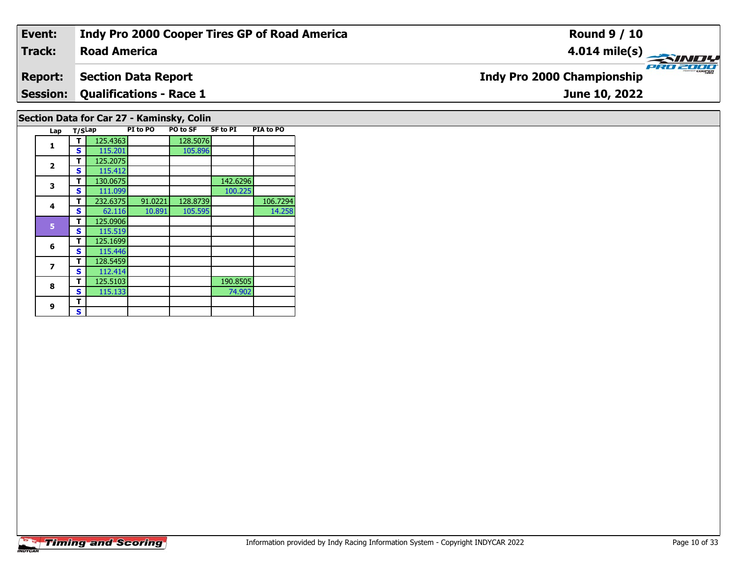| Event: | Indy Pro 2000 Cooper Tires GP of Road America | Round 9 / 10 |
|---|---|---|
| Track: | Road America | 4.014 mile(s) |
| Report: | Section Data Report | Indy Pro 2000 Championship |
| Session: | Qualifications - Race 1 | June 10, 2022 |

## Section Data for Car 27 - Kaminsky, Colin

| Lap | T/S | Lap | PI to PO | PO to SF | SF to PI | PIA to PO |
|---|---|---|---|---|---|---|
| 1 | T | 125.4363 | | 128.5076 | | |
| | S | 115.201 | | 105.896 | | |
| 2 | T | 125.2075 | | | | |
| | S | 115.412 | | | | |
| 3 | T | 130.0675 | | | 142.6296 | |
| | S | 111.099 | | | 100.225 | |
| 4 | T | 232.6375 | 91.0221 | 128.8739 | | 106.7294 |
| | S | 62.116 | 10.891 | 105.595 | | 14.258 |
| 5 | T | 125.0906 | | | | |
| | S | 115.519 | | | | |
| 6 | T | 125.1699 | | | | |
| | S | 115.446 | | | | |
| 7 | T | 128.5459 | | | | |
| | S | 112.414 | | | | |
| 8 | T | 125.5103 | | | 190.8505 | |
| | S | 115.133 | | | 74.902 | |
| 9 | T | | | | | |
| | S | | | | | |

Information provided by Indy Racing Information System - Copyright INDYCAR 2022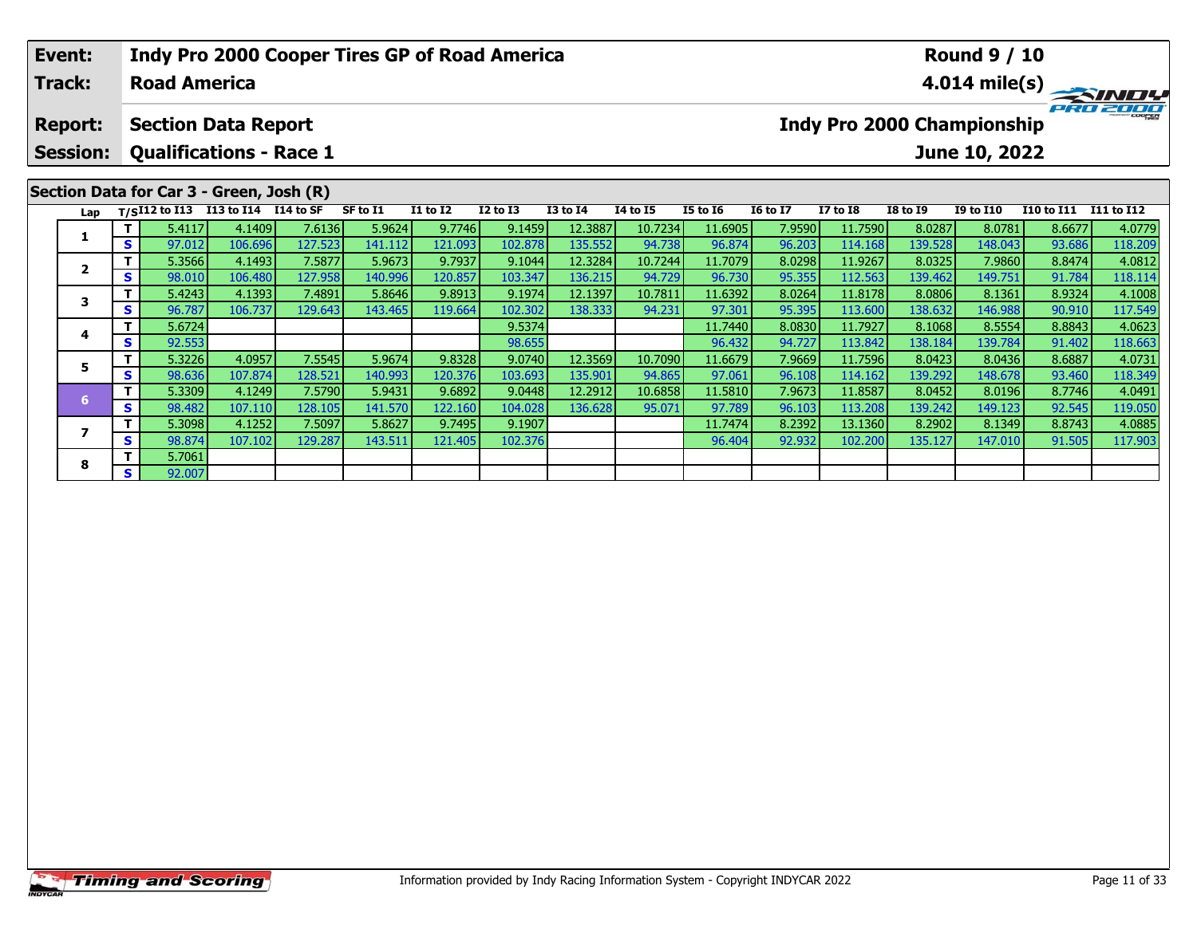| **Event:** | **Indy Pro 2000 Cooper Tires GP of Road America** | **Round 9 / 10** |
|---|---|---|
| **Track:** | **Road America** | **4.014 mile(s)** |
| **Report:** | **Section Data Report** | **Indy Pro 2000 Championship** |
| **Session:** | **Qualifications - Race 1** | **June 10, 2022** |

## Section Data for Car 3 - Green, Josh (R)

| Lap | T/S | I12 to I13 | I13 to I14 | I14 to SF | SF to I1 | I1 to I2 | I2 to I3 | I3 to I4 | I4 to I5 | I5 to I6 | I6 to I7 | I7 to I8 | I8 to I9 | I9 to I10 | I10 to I11 | I11 to I12 |
|---|---|---|---|---|---|---|---|---|---|---|---|---|---|---|---|---|
| 1 | T | 5.4117 | 4.1409 | 7.6136 | 5.9624 | 9.7746 | 9.1459 | 12.3887 | 10.7234 | 11.6905 | 7.9590 | 11.7590 | 8.0287 | 8.0781 | 8.6677 | 4.0779 |
| | S | 97.012 | 106.696 | 127.523 | 141.112 | 121.093 | 102.878 | 135.552 | 94.738 | 96.874 | 96.203 | 114.168 | 139.528 | 148.043 | 93.686 | 118.209 |
| 2 | T | 5.3566 | 4.1493 | 7.5877 | 5.9673 | 9.7937 | 9.1044 | 12.3284 | 10.7244 | 11.7079 | 8.0298 | 11.9267 | 8.0325 | 7.9860 | 8.8474 | 4.0812 |
| | S | 98.010 | 106.480 | 127.958 | 140.996 | 120.857 | 103.347 | 136.215 | 94.729 | 96.730 | 95.355 | 112.563 | 139.462 | 149.751 | 91.784 | 118.114 |
| 3 | T | 5.4243 | 4.1393 | 7.4891 | 5.8646 | 9.8913 | 9.1974 | 12.1397 | 10.7811 | 11.6392 | 8.0264 | 11.8178 | 8.0806 | 8.1361 | 8.9324 | 4.1008 |
| | S | 96.787 | 106.737 | 129.643 | 143.465 | 119.664 | 102.302 | 138.333 | 94.231 | 97.301 | 95.395 | 113.600 | 138.632 | 146.988 | 90.910 | 117.549 |
| 4 | T | 5.6724 | | | | | 9.5374 | | | 11.7440 | 8.0830 | 11.7927 | 8.1068 | 8.5554 | 8.8843 | 4.0623 |
| | S | 92.553 | | | | | 98.655 | | | 96.432 | 94.727 | 113.842 | 138.184 | 139.784 | 91.402 | 118.663 |
| 5 | T | 5.3226 | 4.0957 | 7.5545 | 5.9674 | 9.8328 | 9.0740 | 12.3569 | 10.7090 | 11.6679 | 7.9669 | 11.7596 | 8.0423 | 8.0436 | 8.6887 | 4.0731 |
| | S | 98.636 | 107.874 | 128.521 | 140.993 | 120.376 | 103.693 | 135.901 | 94.865 | 97.061 | 96.108 | 114.162 | 139.292 | 148.678 | 93.460 | 118.349 |
| 6 | T | 5.3309 | 4.1249 | 7.5790 | 5.9431 | 9.6892 | 9.0448 | 12.2912 | 10.6858 | 11.5810 | 7.9673 | 11.8587 | 8.0452 | 8.0196 | 8.7746 | 4.0491 |
| | S | 98.482 | 107.110 | 128.105 | 141.570 | 122.160 | 104.028 | 136.628 | 95.071 | 97.789 | 96.103 | 113.208 | 139.242 | 149.123 | 92.545 | 119.050 |
| 7 | T | 5.3098 | 4.1252 | 7.5097 | 5.8627 | 9.7495 | 9.1907 | | | 11.7474 | 8.2392 | 13.1360 | 8.2902 | 8.1349 | 8.8743 | 4.0885 |
| | S | 98.874 | 107.102 | 129.287 | 143.511 | 121.405 | 102.376 | | | 96.404 | 92.932 | 102.200 | 135.127 | 147.010 | 91.505 | 117.903 |
| 8 | T | 5.7061 | | | | | | | | | | | | | | |
| | S | 92.007 | | | | | | | | | | | | | | |

Information provided by Indy Racing Information System - Copyright INDYCAR 2022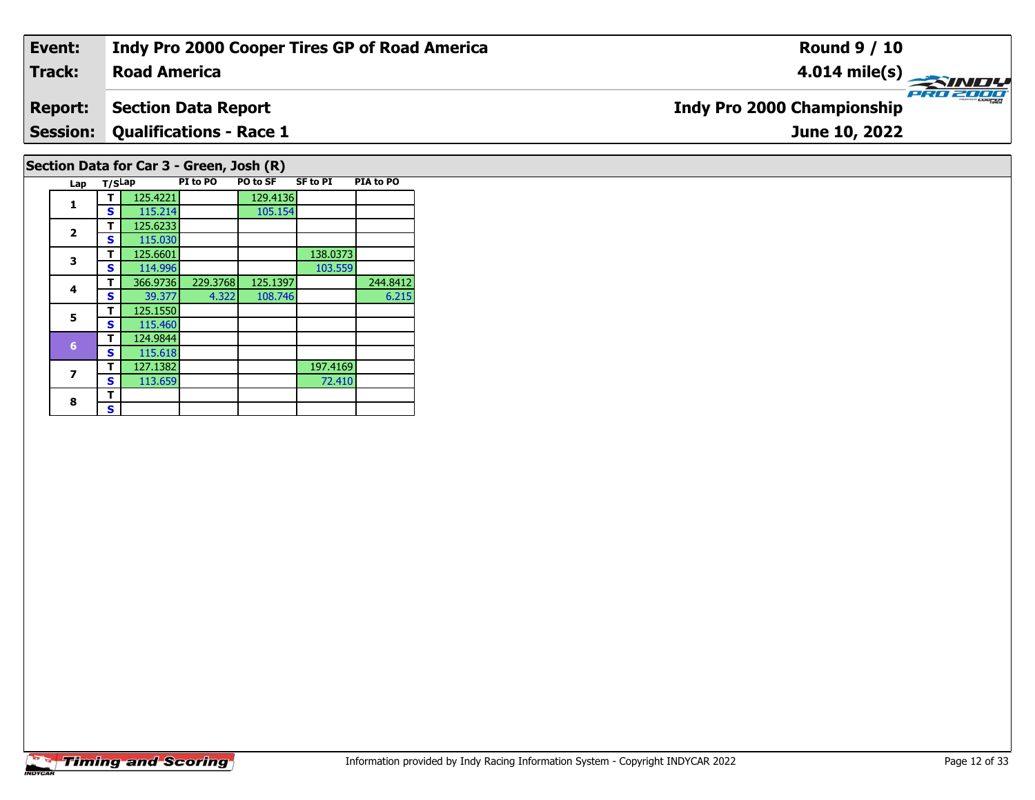| Event: | Indy Pro 2000 Cooper Tires GP of Road America | Round 9 / 10 |
|---|---|---|
| Track: | Road America | 4.014 mile(s) |
| Report: | Section Data Report | Indy Pro 2000 Championship |
| Session: | Qualifications - Race 1 | June 10, 2022 |

## Section Data for Car 3 - Green, Josh (R)

| Lap | T/S | Lap | PI to PO | PO to SF | SF to PI | PIA to PO |
|---|---|---|---|---|---|---|
| 1 | T | 125.4221 | | 129.4136 | | |
| | S | 115.214 | | 105.154 | | |
| 2 | T | 125.6233 | | | | |
| | S | 115.030 | | | | |
| 3 | T | 125.6601 | | | 138.0373 | |
| | S | 114.996 | | | 103.559 | |
| 4 | T | 366.9736 | 229.3768 | 125.1397 | | 244.8412 |
| | S | 39.377 | 4.322 | 108.746 | | 6.215 |
| 5 | T | 125.1550 | | | | |
| | S | 115.460 | | | | |
| 6 | T | 124.9844 | | | | |
| | S | 115.618 | | | | |
| 7 | T | 127.1382 | | | 197.4169 | |
| | S | 113.659 | | | 72.410 | |
| 8 | T | | | | | |
| | S | | | | | |

Information provided by Indy Racing Information System - Copyright INDYCAR 2022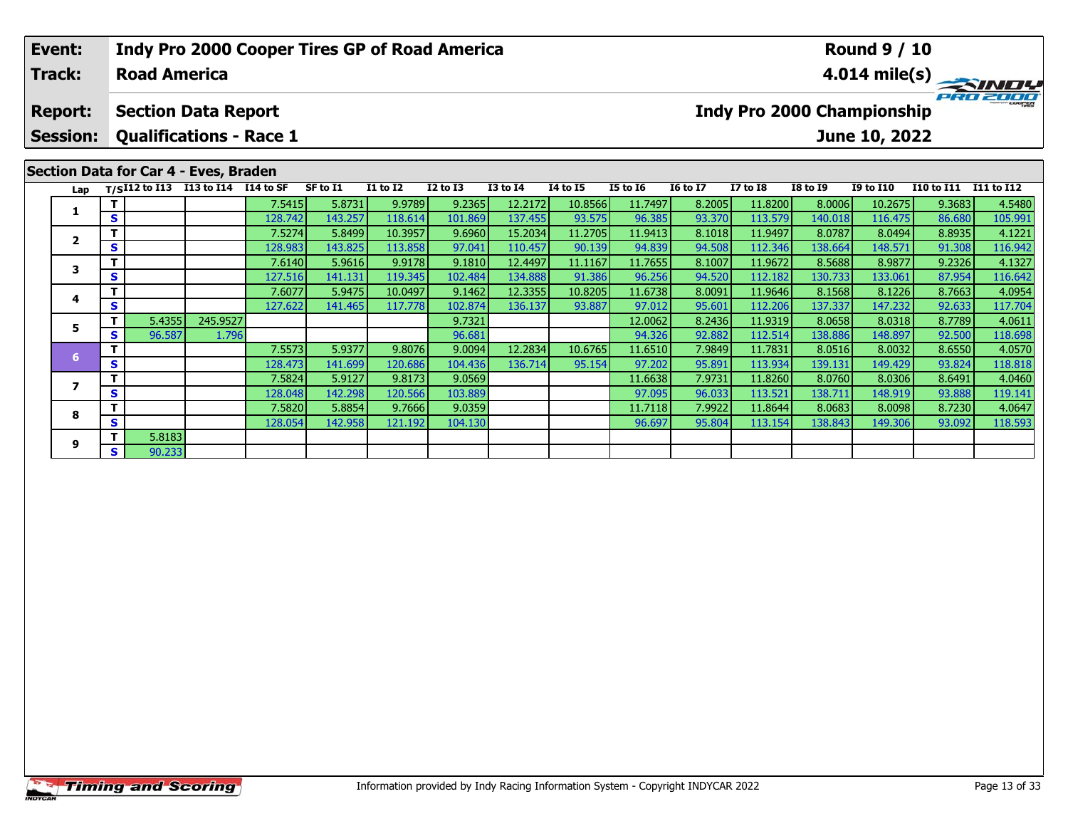| Event: | Indy Pro 2000 Cooper Tires GP of Road America | Round 9 / 10 |
|---|---|---|
| Track: | Road America | 4.014 mile(s) |
| Report: | Section Data Report | Indy Pro 2000 Championship |
| Session: | Qualifications - Race 1 | June 10, 2022 |

## Section Data for Car 4 - Eves, Braden

| Lap | T/S | I12 to I13 | I13 to I14 | I14 to SF | SF to I1 | I1 to I2 | I2 to I3 | I3 to I4 | I4 to I5 | I5 to I6 | I6 to I7 | I7 to I8 | I8 to I9 | I9 to I10 | I10 to I11 | I11 to I12 |
|---|---|---|---|---|---|---|---|---|---|---|---|---|---|---|---|---|
| 1 | T | | | 7.5415 | 5.8731 | 9.9789 | 9.2365 | 12.2172 | 10.8566 | 11.7497 | 8.2005 | 11.8200 | 8.0006 | 10.2675 | 9.3683 | 4.5480 |
| | S | | | 128.742 | 143.257 | 118.614 | 101.869 | 137.455 | 93.575 | 96.385 | 93.370 | 113.579 | 140.018 | 116.475 | 86.680 | 105.991 |
| 2 | T | | | 7.5274 | 5.8499 | 10.3957 | 9.6960 | 15.2034 | 11.2705 | 11.9413 | 8.1018 | 11.9497 | 8.0787 | 8.0494 | 8.8935 | 4.1221 |
| | S | | | 128.983 | 143.825 | 113.858 | 97.041 | 110.457 | 90.139 | 94.839 | 94.508 | 112.346 | 138.664 | 148.571 | 91.308 | 116.942 |
| 3 | T | | | 7.6140 | 5.9616 | 9.9178 | 9.1810 | 12.4497 | 11.1167 | 11.7655 | 8.1007 | 11.9672 | 8.5688 | 8.9877 | 9.2326 | 4.1327 |
| | S | | | 127.516 | 141.131 | 119.345 | 102.484 | 134.888 | 91.386 | 96.256 | 94.520 | 112.182 | 130.733 | 133.061 | 87.954 | 116.642 |
| 4 | T | | | 7.6077 | 5.9475 | 10.0497 | 9.1462 | 12.3355 | 10.8205 | 11.6738 | 8.0091 | 11.9646 | 8.1568 | 8.1226 | 8.7663 | 4.0954 |
| | S | | | 127.622 | 141.465 | 117.778 | 102.874 | 136.137 | 93.887 | 97.012 | 95.601 | 112.206 | 137.337 | 147.232 | 92.633 | 117.704 |
| 5 | T | 5.4355 | 245.9527 | | | | 9.7321 | | | 12.0062 | 8.2436 | 11.9319 | 8.0658 | 8.0318 | 8.7789 | 4.0611 |
| | S | 96.587 | 1.796 | | | | 96.681 | | | 94.326 | 92.882 | 112.514 | 138.886 | 148.897 | 92.500 | 118.698 |
| 6 | T | | | 7.5573 | 5.9377 | 9.8076 | 9.0094 | 12.2834 | 10.6765 | 11.6510 | 7.9849 | 11.7831 | 8.0516 | 8.0032 | 8.6550 | 4.0570 |
| | S | | | 128.473 | 141.699 | 120.686 | 104.436 | 136.714 | 95.154 | 97.202 | 95.891 | 113.934 | 139.131 | 149.429 | 93.824 | 118.818 |
| 7 | T | | | 7.5824 | 5.9127 | 9.8173 | 9.0569 | | | 11.6638 | 7.9731 | 11.8260 | 8.0760 | 8.0306 | 8.6491 | 4.0460 |
| | S | | | 128.048 | 142.298 | 120.566 | 103.889 | | | 97.095 | 96.033 | 113.521 | 138.711 | 148.919 | 93.888 | 119.141 |
| 8 | T | | | 7.5820 | 5.8854 | 9.7666 | 9.0359 | | | 11.7118 | 7.9922 | 11.8644 | 8.0683 | 8.0098 | 8.7230 | 4.0647 |
| | S | | | 128.054 | 142.958 | 121.192 | 104.130 | | | 96.697 | 95.804 | 113.154 | 138.843 | 149.306 | 93.092 | 118.593 |
| 9 | T | 5.8183 | | | | | | | | | | | | | | |
| | S | 90.233 | | | | | | | | | | | | | | |

Information provided by Indy Racing Information System - Copyright INDYCAR 2022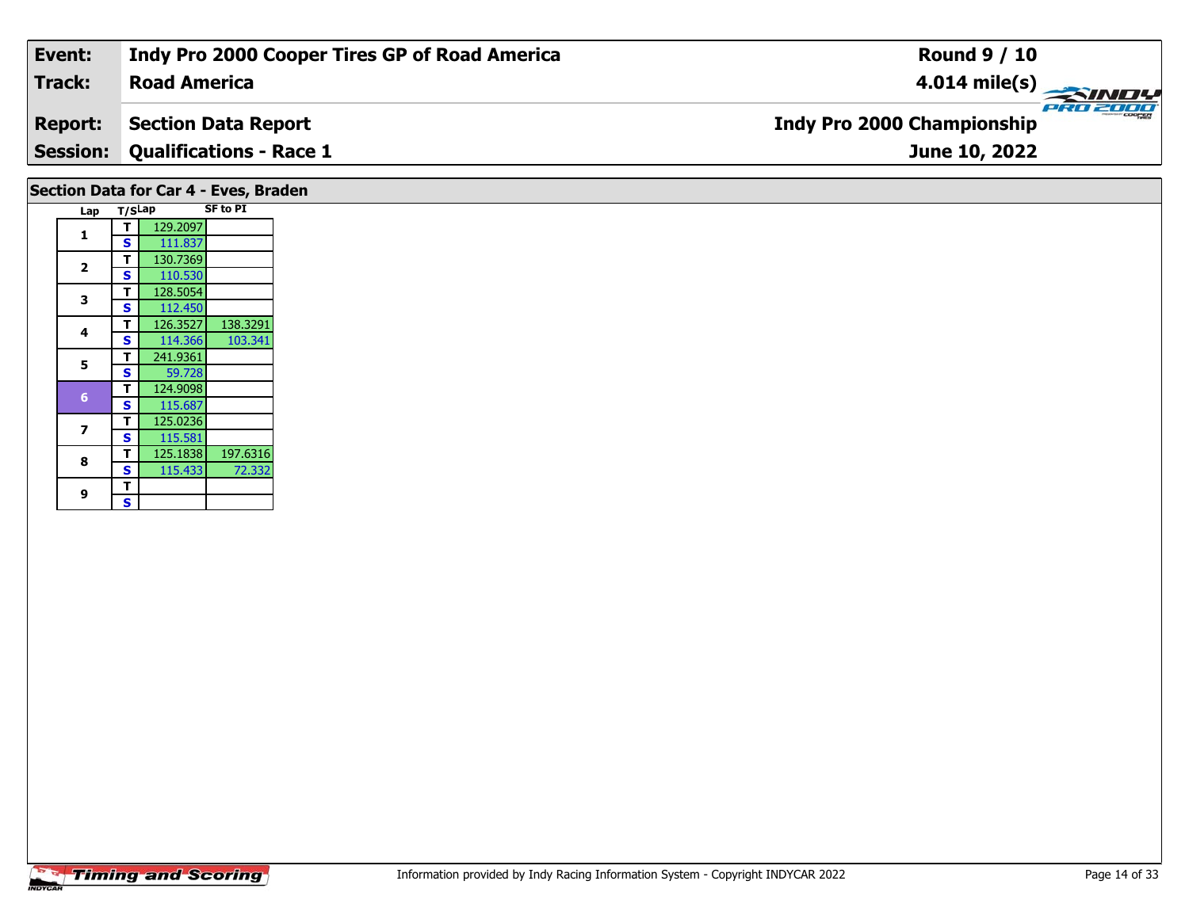| Event: | Indy Pro 2000 Cooper Tires GP of Road America | Round 9 / 10 |
|---|---|---|
| Track: | Road America | 4.014 mile(s) |
| Report: | Section Data Report | Indy Pro 2000 Championship |
| Session: | Qualifications - Race 1 | June 10, 2022 |

## Section Data for Car 4 - Eves, Braden

| Lap | T/S | Lap | SF to PI |
|---|---|---|---|
| 1 | T | 129.2097 | |
| | S | 111.837 | |
| 2 | T | 130.7369 | |
| | S | 110.530 | |
| 3 | T | 128.5054 | |
| | S | 112.450 | |
| 4 | T | 126.3527 | 138.3291 |
| | S | 114.366 | 103.341 |
| 5 | T | 241.9361 | |
| | S | 59.728 | |
| 6 | T | 124.9098 | |
| | S | 115.687 | |
| 7 | T | 125.0236 | |
| | S | 115.581 | |
| 8 | T | 125.1838 | 197.6316 |
| | S | 115.433 | 72.332 |
| 9 | T | | |
| | S | | |

Information provided by Indy Racing Information System - Copyright INDYCAR 2022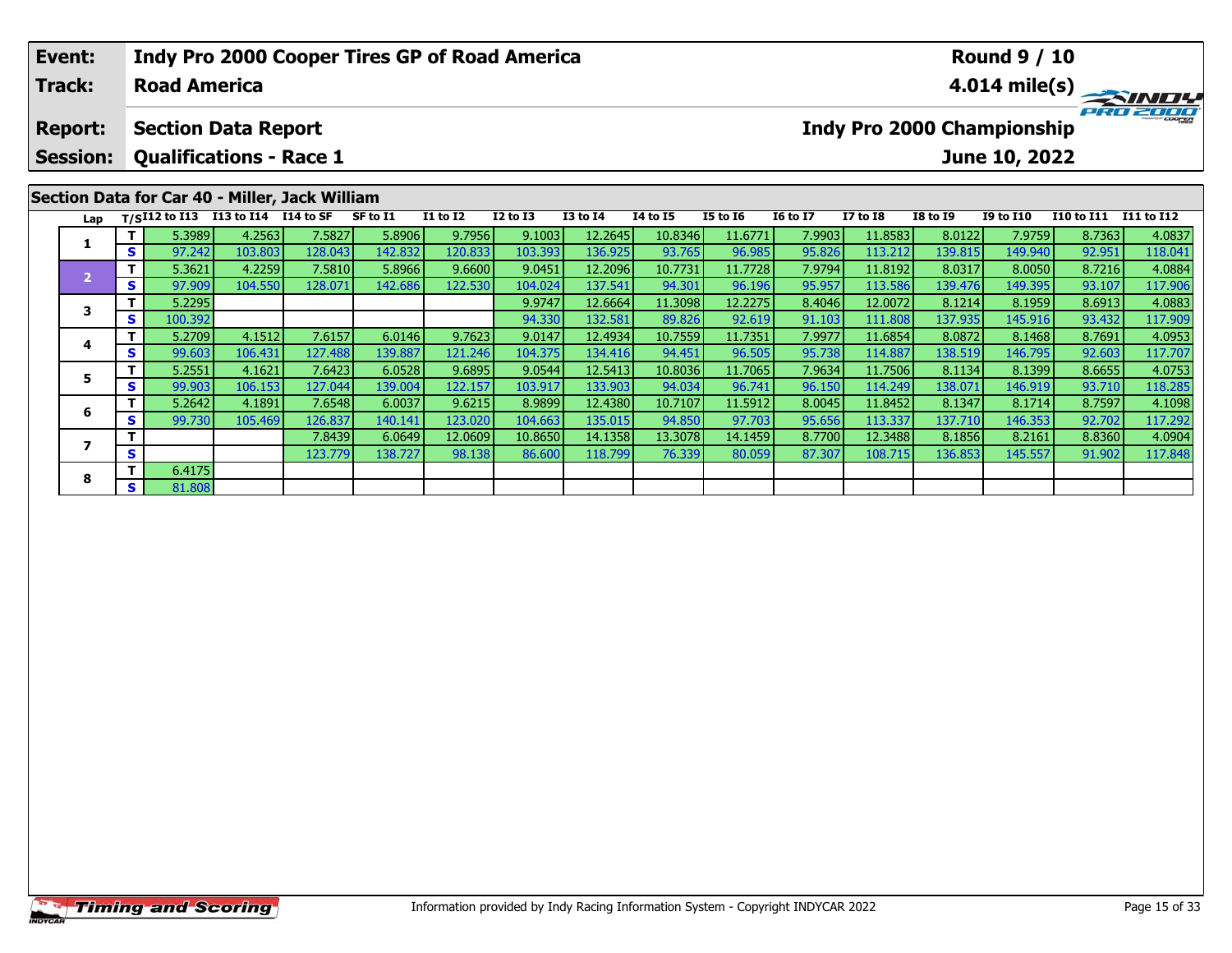| Event: | Indy Pro 2000 Cooper Tires GP of Road America | Round 9 / 10 |
|---|---|---|
| Track: | Road America | 4.014 mile(s) |
| Report: | Section Data Report | Indy Pro 2000 Championship |
| Session: | Qualifications - Race 1 | June 10, 2022 |

## Section Data for Car 40 - Miller, Jack William

| Lap | T/S | I12 to I13 | I13 to I14 | I14 to SF | SF to I1 | I1 to I2 | I2 to I3 | I3 to I4 | I4 to I5 | I5 to I6 | I6 to I7 | I7 to I8 | I8 to I9 | I9 to I10 | I10 to I11 | I11 to I12 |
|---|---|---|---|---|---|---|---|---|---|---|---|---|---|---|---|---|
| 1 | T | 5.3989 | 4.2563 | 7.5827 | 5.8906 | 9.7956 | 9.1003 | 12.2645 | 10.8346 | 11.6771 | 7.9903 | 11.8583 | 8.0122 | 7.9759 | 8.7363 | 4.0837 |
| | S | 97.242 | 103.803 | 128.043 | 142.832 | 120.833 | 103.393 | 136.925 | 93.765 | 96.985 | 95.826 | 113.212 | 139.815 | 149.940 | 92.951 | 118.041 |
| 2 | T | 5.3621 | 4.2259 | 7.5810 | 5.8966 | 9.6600 | 9.0451 | 12.2096 | 10.7731 | 11.7728 | 7.9794 | 11.8192 | 8.0317 | 8.0050 | 8.7216 | 4.0884 |
| | S | 97.909 | 104.550 | 128.071 | 142.686 | 122.530 | 104.024 | 137.541 | 94.301 | 96.196 | 95.957 | 113.586 | 139.476 | 149.395 | 93.107 | 117.906 |
| 3 | T | 5.2295 | | | | | 9.9747 | 12.6664 | 11.3098 | 12.2275 | 8.4046 | 12.0072 | 8.1214 | 8.1959 | 8.6913 | 4.0883 |
| | S | 100.392 | | | | | 94.330 | 132.581 | 89.826 | 92.619 | 91.103 | 111.808 | 137.935 | 145.916 | 93.432 | 117.909 |
| 4 | T | 5.2709 | 4.1512 | 7.6157 | 6.0146 | 9.7623 | 9.0147 | 12.4934 | 10.7559 | 11.7351 | 7.9977 | 11.6854 | 8.0872 | 8.1468 | 8.7691 | 4.0953 |
| | S | 99.603 | 106.431 | 127.488 | 139.887 | 121.246 | 104.375 | 134.416 | 94.451 | 96.505 | 95.738 | 114.887 | 138.519 | 146.795 | 92.603 | 117.707 |
| 5 | T | 5.2551 | 4.1621 | 7.6423 | 6.0528 | 9.6895 | 9.0544 | 12.5413 | 10.8036 | 11.7065 | 7.9634 | 11.7506 | 8.1134 | 8.1399 | 8.6655 | 4.0753 |
| | S | 99.903 | 106.153 | 127.044 | 139.004 | 122.157 | 103.917 | 133.903 | 94.034 | 96.741 | 96.150 | 114.249 | 138.071 | 146.919 | 93.710 | 118.285 |
| 6 | T | 5.2642 | 4.1891 | 7.6548 | 6.0037 | 9.6215 | 8.9899 | 12.4380 | 10.7107 | 11.5912 | 8.0045 | 11.8452 | 8.1347 | 8.1714 | 8.7597 | 4.1098 |
| | S | 99.730 | 105.469 | 126.837 | 140.141 | 123.020 | 104.663 | 135.015 | 94.850 | 97.703 | 95.656 | 113.337 | 137.710 | 146.353 | 92.702 | 117.292 |
| 7 | T | | | 7.8439 | 6.0649 | 12.0609 | 10.8650 | 14.1358 | 13.3078 | 14.1459 | 8.7700 | 12.3488 | 8.1856 | 8.2161 | 8.8360 | 4.0904 |
| | S | | | 123.779 | 138.727 | 98.138 | 86.600 | 118.799 | 76.339 | 80.059 | 87.307 | 108.715 | 136.853 | 145.557 | 91.902 | 117.848 |
| 8 | T | 6.4175 | | | | | | | | | | | | | | |
| | S | 81.808 | | | | | | | | | | | | | | |

Information provided by Indy Racing Information System - Copyright INDYCAR 2022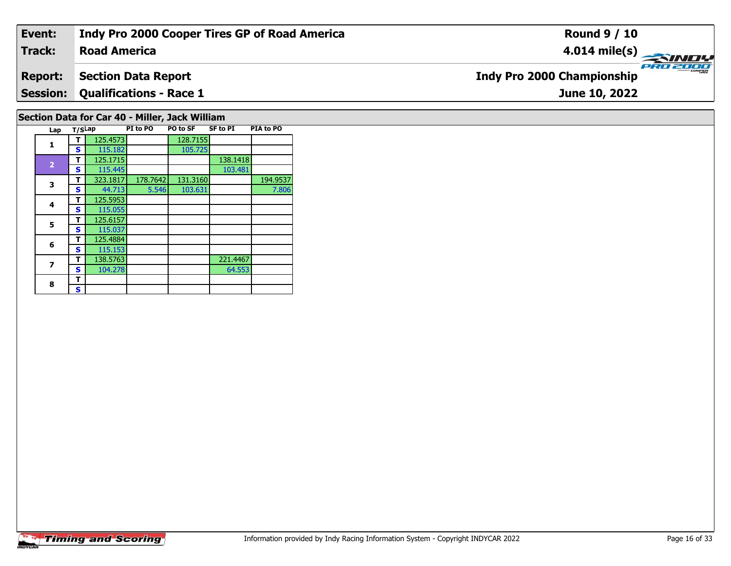| Event: | Indy Pro 2000 Cooper Tires GP of Road America | Round 9 / 10 |
|---|---|---|
| Track: | Road America | 4.014 mile(s) |
| Report: | Section Data Report | Indy Pro 2000 Championship |
| Session: | Qualifications - Race 1 | June 10, 2022 |

## Section Data for Car 40 - Miller, Jack William

| Lap | T/S | Lap | PI to PO | PO to SF | SF to PI | PIA to PO |
|---|---|---|---|---|---|---|
| 1 | T | 125.4573 | | 128.7155 | | |
| | S | 115.182 | | 105.725 | | |
| 2 | T | 125.1715 | | | 138.1418 | |
| | S | 115.445 | | | 103.481 | |
| 3 | T | 323.1817 | 178.7642 | 131.3160 | | 194.9537 |
| | S | 44.713 | 5.546 | 103.631 | | 7.806 |
| 4 | T | 125.5953 | | | | |
| | S | 115.055 | | | | |
| 5 | T | 125.6157 | | | | |
| | S | 115.037 | | | | |
| 6 | T | 125.4884 | | | | |
| | S | 115.153 | | | | |
| 7 | T | 138.5763 | | | 221.4467 | |
| | S | 104.278 | | | 64.553 | |
| 8 | T | | | | | |
| | S | | | | | |

Information provided by Indy Racing Information System - Copyright INDYCAR 2022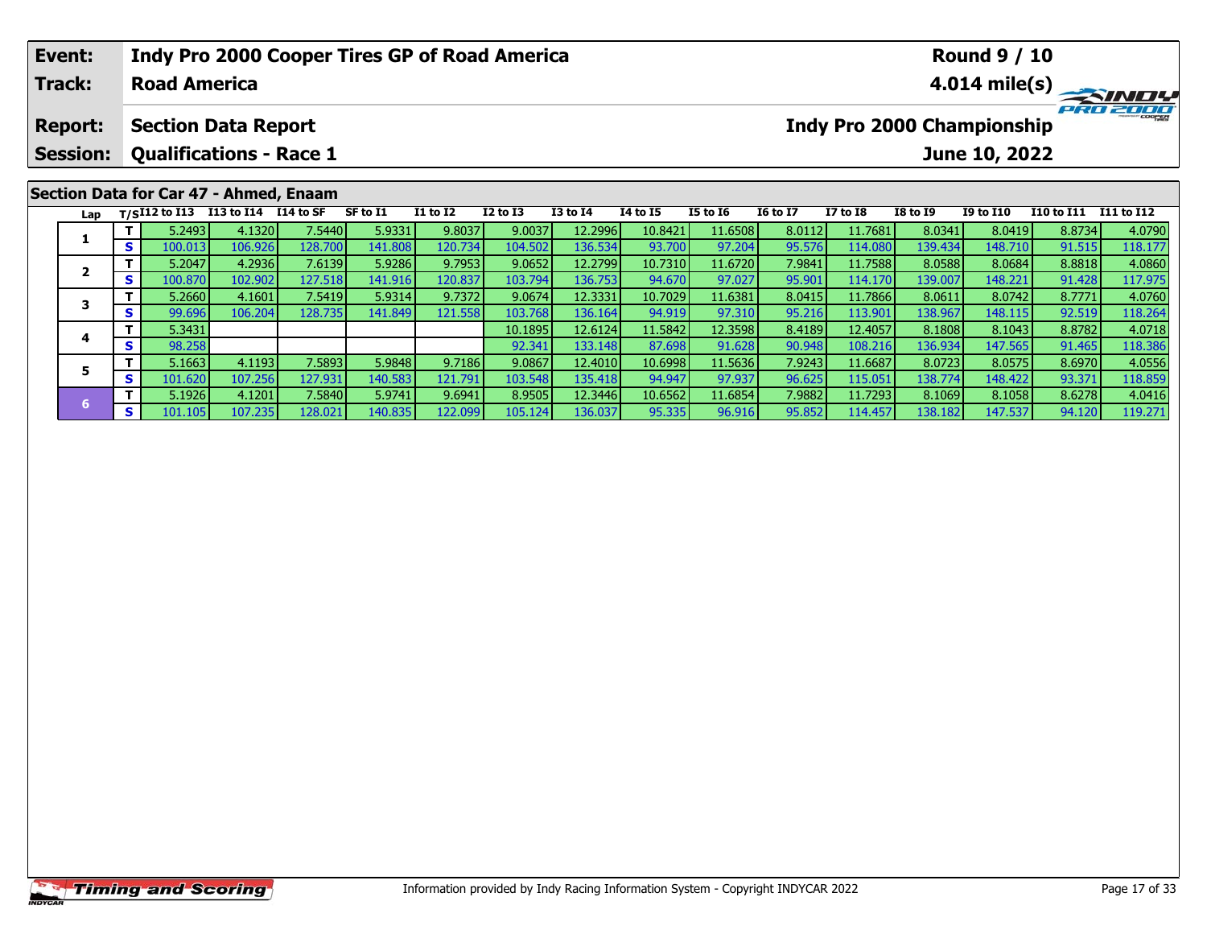| Event: | Indy Pro 2000 Cooper Tires GP of Road America | Round 9 / 10 |
|---|---|---|
| Track: | Road America | 4.014 mile(s) |
| Report: | Section Data Report | Indy Pro 2000 Championship |
| Session: | Qualifications - Race 1 | June 10, 2022 |

## Section Data for Car 47 - Ahmed, Enaam

| Lap | T/S | I12 to I13 | I13 to I14 | I14 to SF | SF to I1 | I1 to I2 | I2 to I3 | I3 to I4 | I4 to I5 | I5 to I6 | I6 to I7 | I7 to I8 | I8 to I9 | I9 to I10 | I10 to I11 | I11 to I12 |
|---|---|---|---|---|---|---|---|---|---|---|---|---|---|---|---|---|
| 1 | T | 5.2493 | 4.1320 | 7.5440 | 5.9331 | 9.8037 | 9.0037 | 12.2996 | 10.8421 | 11.6508 | 8.0112 | 11.7681 | 8.0341 | 8.0419 | 8.8734 | 4.0790 |
| | S | 100.013 | 106.926 | 128.700 | 141.808 | 120.734 | 104.502 | 136.534 | 93.700 | 97.204 | 95.576 | 114.080 | 139.434 | 148.710 | 91.515 | 118.177 |
| 2 | T | 5.2047 | 4.2936 | 7.6139 | 5.9286 | 9.7953 | 9.0652 | 12.2799 | 10.7310 | 11.6720 | 7.9841 | 11.7588 | 8.0588 | 8.0684 | 8.8818 | 4.0860 |
| | S | 100.870 | 102.902 | 127.518 | 141.916 | 120.837 | 103.794 | 136.753 | 94.670 | 97.027 | 95.901 | 114.170 | 139.007 | 148.221 | 91.428 | 117.975 |
| 3 | T | 5.2660 | 4.1601 | 7.5419 | 5.9314 | 9.7372 | 9.0674 | 12.3331 | 10.7029 | 11.6381 | 8.0415 | 11.7866 | 8.0611 | 8.0742 | 8.7771 | 4.0760 |
| | S | 99.696 | 106.204 | 128.735 | 141.849 | 121.558 | 103.768 | 136.164 | 94.919 | 97.310 | 95.216 | 113.901 | 138.967 | 148.115 | 92.519 | 118.264 |
| 4 | T | 5.3431 | | | | | 10.1895 | 12.6124 | 11.5842 | 12.3598 | 8.4189 | 12.4057 | 8.1808 | 8.1043 | 8.8782 | 4.0718 |
| | S | 98.258 | | | | | 92.341 | 133.148 | 87.698 | 91.628 | 90.948 | 108.216 | 136.934 | 147.565 | 91.465 | 118.386 |
| 5 | T | 5.1663 | 4.1193 | 7.5893 | 5.9848 | 9.7186 | 9.0867 | 12.4010 | 10.6998 | 11.5636 | 7.9243 | 11.6687 | 8.0723 | 8.0575 | 8.6970 | 4.0556 |
| | S | 101.620 | 107.256 | 127.931 | 140.583 | 121.791 | 103.548 | 135.418 | 94.947 | 97.937 | 96.625 | 115.051 | 138.774 | 148.422 | 93.371 | 118.859 |
| 6 | T | 5.1926 | 4.1201 | 7.5840 | 5.9741 | 9.6941 | 8.9505 | 12.3446 | 10.6562 | 11.6854 | 7.9882 | 11.7293 | 8.1069 | 8.1058 | 8.6278 | 4.0416 |
| | S | 101.105 | 107.235 | 128.021 | 140.835 | 122.099 | 105.124 | 136.037 | 95.335 | 96.916 | 95.852 | 114.457 | 138.182 | 147.537 | 94.120 | 119.271 |

Information provided by Indy Racing Information System - Copyright INDYCAR 2022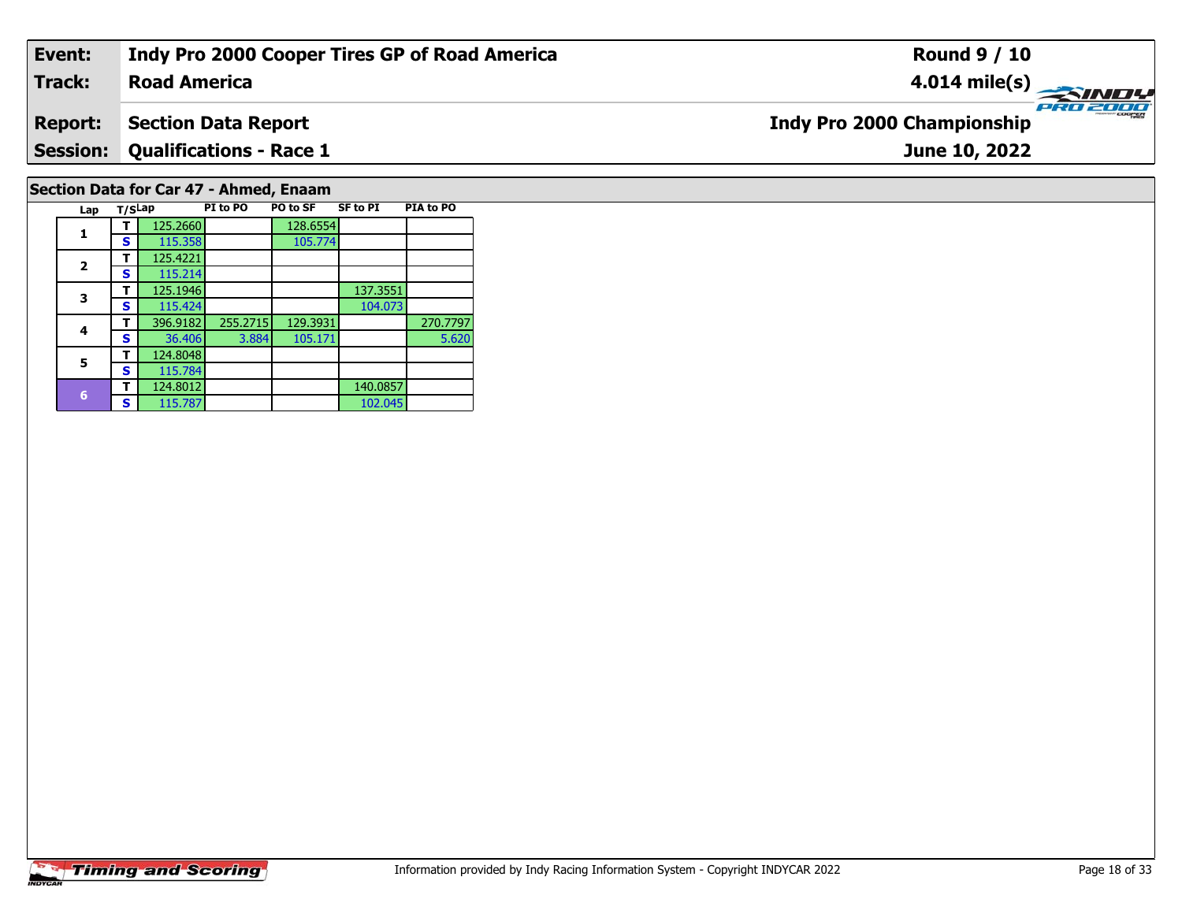| Event: | Indy Pro 2000 Cooper Tires GP of Road America | Round 9 / 10 |
|---|---|---|
| Track: | Road America | 4.014 mile(s) |
| Report: | Section Data Report | Indy Pro 2000 Championship |
| Session: | Qualifications - Race 1 | June 10, 2022 |

## Section Data for Car 47 - Ahmed, Enaam

| Lap | T/S | Lap | PI to PO | PO to SF | SF to PI | PIA to PO |
|---|---|---|---|---|---|---|
| 1 | T | 125.2660 | | 128.6554 | | |
| | S | 115.358 | | 105.774 | | |
| 2 | T | 125.4221 | | | | |
| | S | 115.214 | | | | |
| 3 | T | 125.1946 | | | 137.3551 | |
| | S | 115.424 | | | 104.073 | |
| 4 | T | 396.9182 | 255.2715 | 129.3931 | | 270.7797 |
| | S | 36.406 | 3.884 | 105.171 | | 5.620 |
| 5 | T | 124.8048 | | | | |
| | S | 115.784 | | | | |
| 6 | T | 124.8012 | | | 140.0857 | |
| | S | 115.787 | | | 102.045 | |

Information provided by Indy Racing Information System - Copyright INDYCAR 2022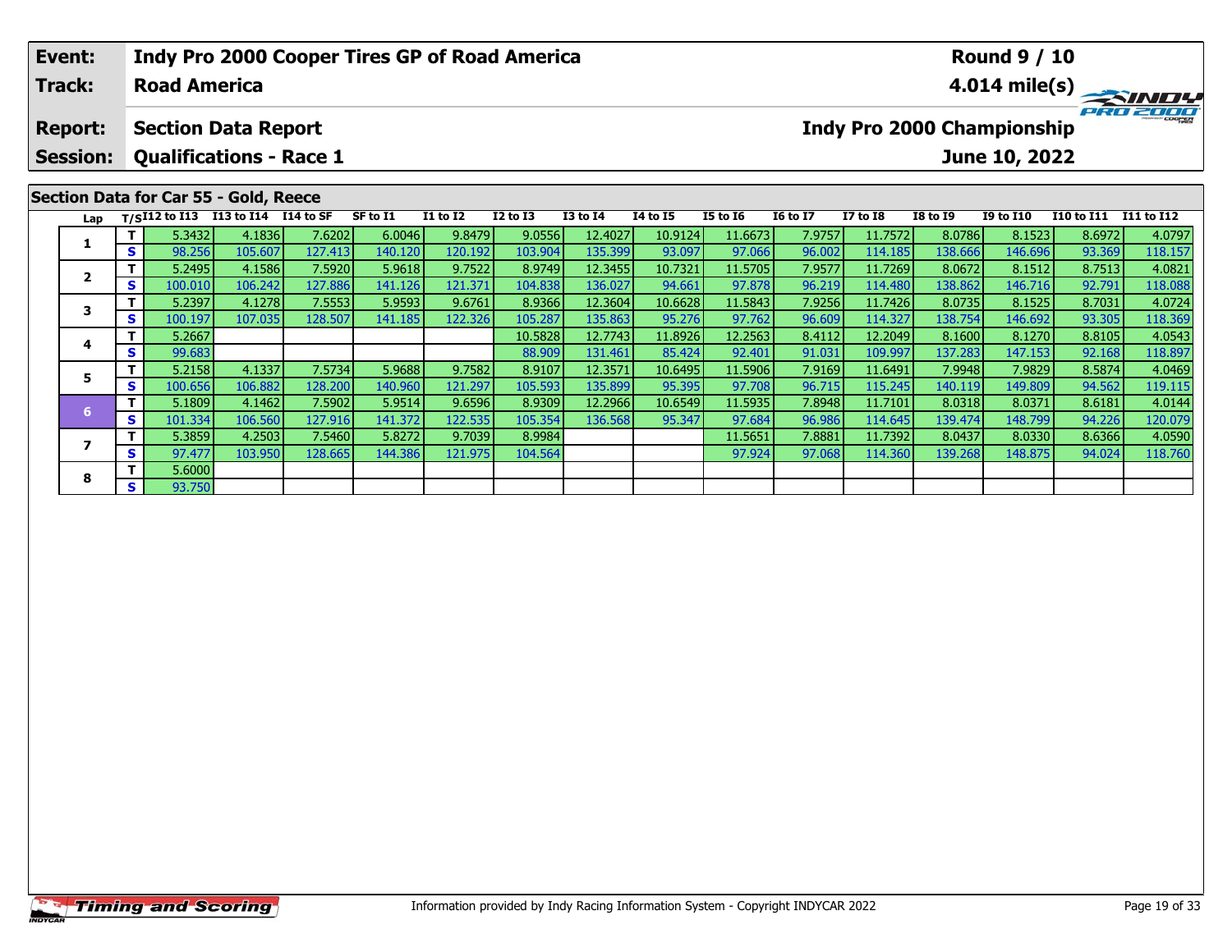| Event: | Indy Pro 2000 Cooper Tires GP of Road America | Round 9 / 10 |
|---|---|---|
| Track: | Road America | 4.014 mile(s) |
| Report: | Section Data Report | Indy Pro 2000 Championship |
| Session: | Qualifications - Race 1 | June 10, 2022 |

## Section Data for Car 55 - Gold, Reece

| Lap | T/S | I12 to I13 | I13 to I14 | I14 to SF | SF to I1 | I1 to I2 | I2 to I3 | I3 to I4 | I4 to I5 | I5 to I6 | I6 to I7 | I7 to I8 | I8 to I9 | I9 to I10 | I10 to I11 | I11 to I12 |
|---|---|---|---|---|---|---|---|---|---|---|---|---|---|---|---|---|
| 1 | T | 5.3432 | 4.1836 | 7.6202 | 6.0046 | 9.8479 | 9.0556 | 12.4027 | 10.9124 | 11.6673 | 7.9757 | 11.7572 | 8.0786 | 8.1523 | 8.6972 | 4.0797 |
| | S | 98.256 | 105.607 | 127.413 | 140.120 | 120.192 | 103.904 | 135.399 | 93.097 | 97.066 | 96.002 | 114.185 | 138.666 | 146.696 | 93.369 | 118.157 |
| 2 | T | 5.2495 | 4.1586 | 7.5920 | 5.9618 | 9.7522 | 8.9749 | 12.3455 | 10.7321 | 11.5705 | 7.9577 | 11.7269 | 8.0672 | 8.1512 | 8.7513 | 4.0821 |
| | S | 100.010 | 106.242 | 127.886 | 141.126 | 121.371 | 104.838 | 136.027 | 94.661 | 97.878 | 96.219 | 114.480 | 138.862 | 146.716 | 92.791 | 118.088 |
| 3 | T | 5.2397 | 4.1278 | 7.5553 | 5.9593 | 9.6761 | 8.9366 | 12.3604 | 10.6628 | 11.5843 | 7.9256 | 11.7426 | 8.0735 | 8.1525 | 8.7031 | 4.0724 |
| | S | 100.197 | 107.035 | 128.507 | 141.185 | 122.326 | 105.287 | 135.863 | 95.276 | 97.762 | 96.609 | 114.327 | 138.754 | 146.692 | 93.305 | 118.369 |
| 4 | T | 5.2667 | | | | | 10.5828 | 12.7743 | 11.8926 | 12.2563 | 8.4112 | 12.2049 | 8.1600 | 8.1270 | 8.8105 | 4.0543 |
| | S | 99.683 | | | | | 88.909 | 131.461 | 85.424 | 92.401 | 91.031 | 109.997 | 137.283 | 147.153 | 92.168 | 118.897 |
| 5 | T | 5.2158 | 4.1337 | 7.5734 | 5.9688 | 9.7582 | 8.9107 | 12.3571 | 10.6495 | 11.5906 | 7.9169 | 11.6491 | 7.9948 | 7.9829 | 8.5874 | 4.0469 |
| | S | 100.656 | 106.882 | 128.200 | 140.960 | 121.297 | 105.593 | 135.899 | 95.395 | 97.708 | 96.715 | 115.245 | 140.119 | 149.809 | 94.562 | 119.115 |
| 6 | T | 5.1809 | 4.1462 | 7.5902 | 5.9514 | 9.6596 | 8.9309 | 12.2966 | 10.6549 | 11.5935 | 7.8948 | 11.7101 | 8.0318 | 8.0371 | 8.6181 | 4.0144 |
| | S | 101.334 | 106.560 | 127.916 | 141.372 | 122.535 | 105.354 | 136.568 | 95.347 | 97.684 | 96.986 | 114.645 | 139.474 | 148.799 | 94.226 | 120.079 |
| 7 | T | 5.3859 | 4.2503 | 7.5460 | 5.8272 | 9.7039 | 8.9984 | | | 11.5651 | 7.8881 | 11.7392 | 8.0437 | 8.0330 | 8.6366 | 4.0590 |
| | S | 97.477 | 103.950 | 128.665 | 144.386 | 121.975 | 104.564 | | | 97.924 | 97.068 | 114.360 | 139.268 | 148.875 | 94.024 | 118.760 |
| 8 | T | 5.6000 | | | | | | | | | | | | | | |
| | S | 93.750 | | | | | | | | | | | | | | |

Information provided by Indy Racing Information System - Copyright INDYCAR 2022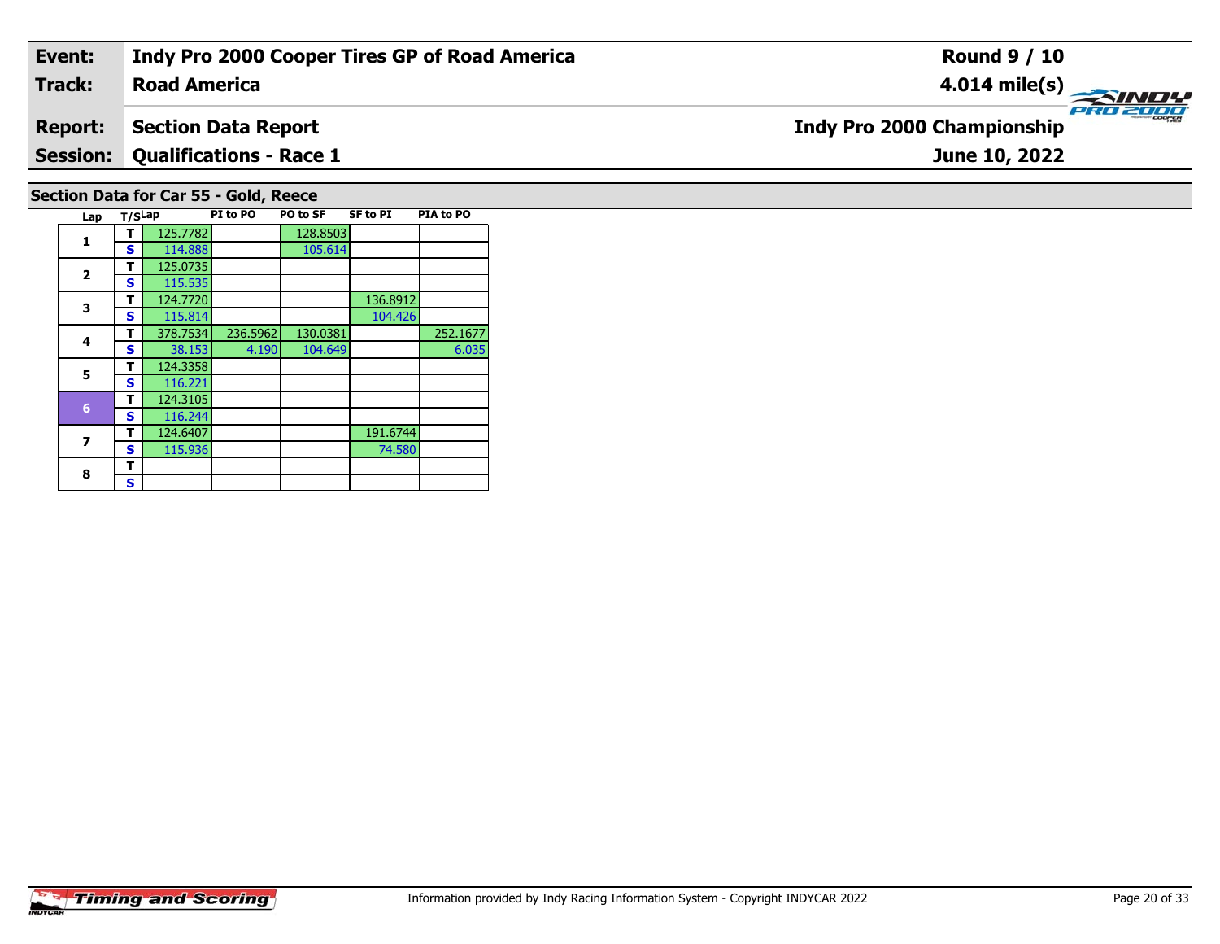| Event: | Indy Pro 2000 Cooper Tires GP of Road America | Round 9 / 10 |
|---|---|---|
| Track: | Road America | 4.014 mile(s) |
| Report: | Section Data Report | Indy Pro 2000 Championship |
| Session: | Qualifications - Race 1 | June 10, 2022 |

## Section Data for Car 55 - Gold, Reece

| Lap | T/S | Lap | PI to PO | PO to SF | SF to PI | PIA to PO |
|---|---|---|---|---|---|---|
| 1 | T | 125.7782 | | 128.8503 | | |
| | S | 114.888 | | 105.614 | | |
| 2 | T | 125.0735 | | | | |
| | S | 115.535 | | | | |
| 3 | T | 124.7720 | | | 136.8912 | |
| | S | 115.814 | | | 104.426 | |
| 4 | T | 378.7534 | 236.5962 | 130.0381 | | 252.1677 |
| | S | 38.153 | 4.190 | 104.649 | | 6.035 |
| 5 | T | 124.3358 | | | | |
| | S | 116.221 | | | | |
| 6 | T | 124.3105 | | | | |
| | S | 116.244 | | | | |
| 7 | T | 124.6407 | | | 191.6744 | |
| | S | 115.936 | | | 74.580 | |
| 8 | T | | | | | |
| | S | | | | | |

Information provided by Indy Racing Information System - Copyright INDYCAR 2022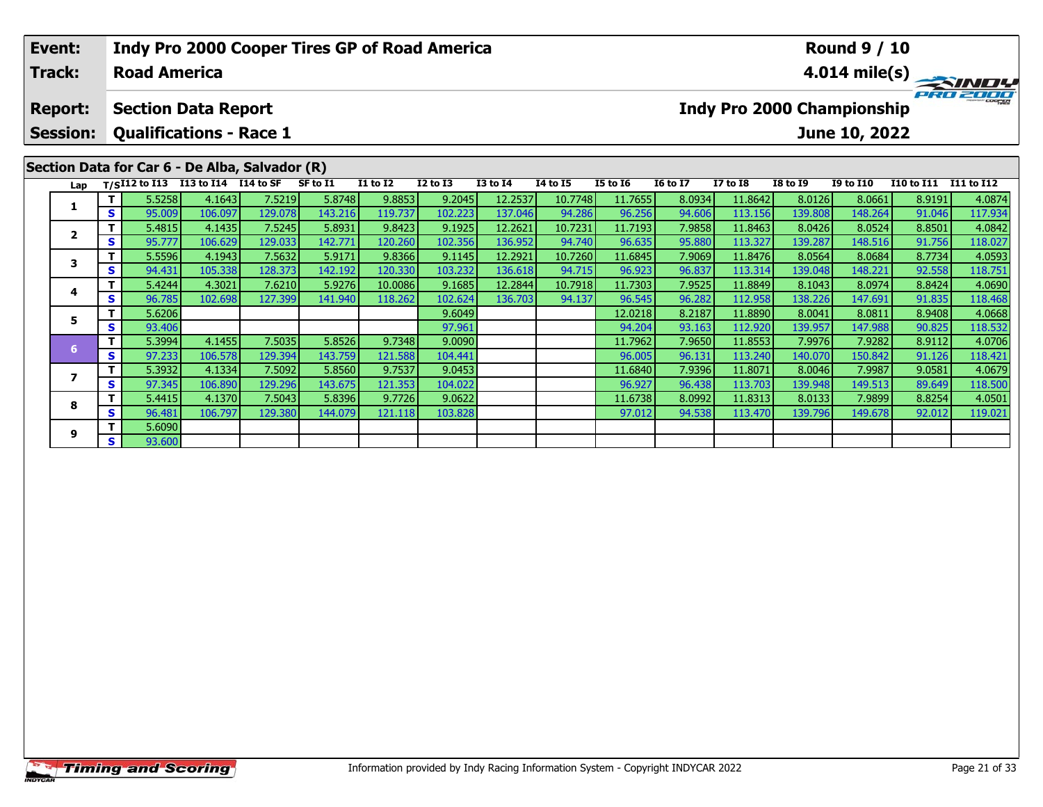| Event: | Indy Pro 2000 Cooper Tires GP of Road America | Round 9 / 10 |
|---|---|---|
| Track: | Road America | 4.014 mile(s) |
| Report: | Section Data Report | Indy Pro 2000 Championship |
| Session: | Qualifications - Race 1 | June 10, 2022 |

## Section Data for Car 6 - De Alba, Salvador (R)

| Lap | T/S | I12 to I13 | I13 to I14 | I14 to SF | SF to I1 | I1 to I2 | I2 to I3 | I3 to I4 | I4 to I5 | I5 to I6 | I6 to I7 | I7 to I8 | I8 to I9 | I9 to I10 | I10 to I11 | I11 to I12 |
|---|---|---|---|---|---|---|---|---|---|---|---|---|---|---|---|---|
| 1 | T | 5.5258 | 4.1643 | 7.5219 | 5.8748 | 9.8853 | 9.2045 | 12.2537 | 10.7748 | 11.7655 | 8.0934 | 11.8642 | 8.0126 | 8.0661 | 8.9191 | 4.0874 |
| | S | 95.009 | 106.097 | 129.078 | 143.216 | 119.737 | 102.223 | 137.046 | 94.286 | 96.256 | 94.606 | 113.156 | 139.808 | 148.264 | 91.046 | 117.934 |
| 2 | T | 5.4815 | 4.1435 | 7.5245 | 5.8931 | 9.8423 | 9.1925 | 12.2621 | 10.7231 | 11.7193 | 7.9858 | 11.8463 | 8.0426 | 8.0524 | 8.8501 | 4.0842 |
| | S | 95.777 | 106.629 | 129.033 | 142.771 | 120.260 | 102.356 | 136.952 | 94.740 | 96.635 | 95.880 | 113.327 | 139.287 | 148.516 | 91.756 | 118.027 |
| 3 | T | 5.5596 | 4.1943 | 7.5632 | 5.9171 | 9.8366 | 9.1145 | 12.2921 | 10.7260 | 11.6845 | 7.9069 | 11.8476 | 8.0564 | 8.0684 | 8.7734 | 4.0593 |
| | S | 94.431 | 105.338 | 128.373 | 142.192 | 120.330 | 103.232 | 136.618 | 94.715 | 96.923 | 96.837 | 113.314 | 139.048 | 148.221 | 92.558 | 118.751 |
| 4 | T | 5.4244 | 4.3021 | 7.6210 | 5.9276 | 10.0086 | 9.1685 | 12.2844 | 10.7918 | 11.7303 | 7.9525 | 11.8849 | 8.1043 | 8.0974 | 8.8424 | 4.0690 |
| | S | 96.785 | 102.698 | 127.399 | 141.940 | 118.262 | 102.624 | 136.703 | 94.137 | 96.545 | 96.282 | 112.958 | 138.226 | 147.691 | 91.835 | 118.468 |
| 5 | T | 5.6206 | | | | | 9.6049 | | | 12.0218 | 8.2187 | 11.8890 | 8.0041 | 8.0811 | 8.9408 | 4.0668 |
| | S | 93.406 | | | | | 97.961 | | | 94.204 | 93.163 | 112.920 | 139.957 | 147.988 | 90.825 | 118.532 |
| 6 | T | 5.3994 | 4.1455 | 7.5035 | 5.8526 | 9.7348 | 9.0090 | | | 11.7962 | 7.9650 | 11.8553 | 7.9976 | 7.9282 | 8.9112 | 4.0706 |
| | S | 97.233 | 106.578 | 129.394 | 143.759 | 121.588 | 104.441 | | | 96.005 | 96.131 | 113.240 | 140.070 | 150.842 | 91.126 | 118.421 |
| 7 | T | 5.3932 | 4.1334 | 7.5092 | 5.8560 | 9.7537 | 9.0453 | | | 11.6840 | 7.9396 | 11.8071 | 8.0046 | 7.9987 | 9.0581 | 4.0679 |
| | S | 97.345 | 106.890 | 129.296 | 143.675 | 121.353 | 104.022 | | | 96.927 | 96.438 | 113.703 | 139.948 | 149.513 | 89.649 | 118.500 |
| 8 | T | 5.4415 | 4.1370 | 7.5043 | 5.8396 | 9.7726 | 9.0622 | | | 11.6738 | 8.0992 | 11.8313 | 8.0133 | 7.9899 | 8.8254 | 4.0501 |
| | S | 96.481 | 106.797 | 129.380 | 144.079 | 121.118 | 103.828 | | | 97.012 | 94.538 | 113.470 | 139.796 | 149.678 | 92.012 | 119.021 |
| 9 | T | 5.6090 | | | | | | | | | | | | | | |
| | S | 93.600 | | | | | | | | | | | | | | |

Information provided by Indy Racing Information System - Copyright INDYCAR 2022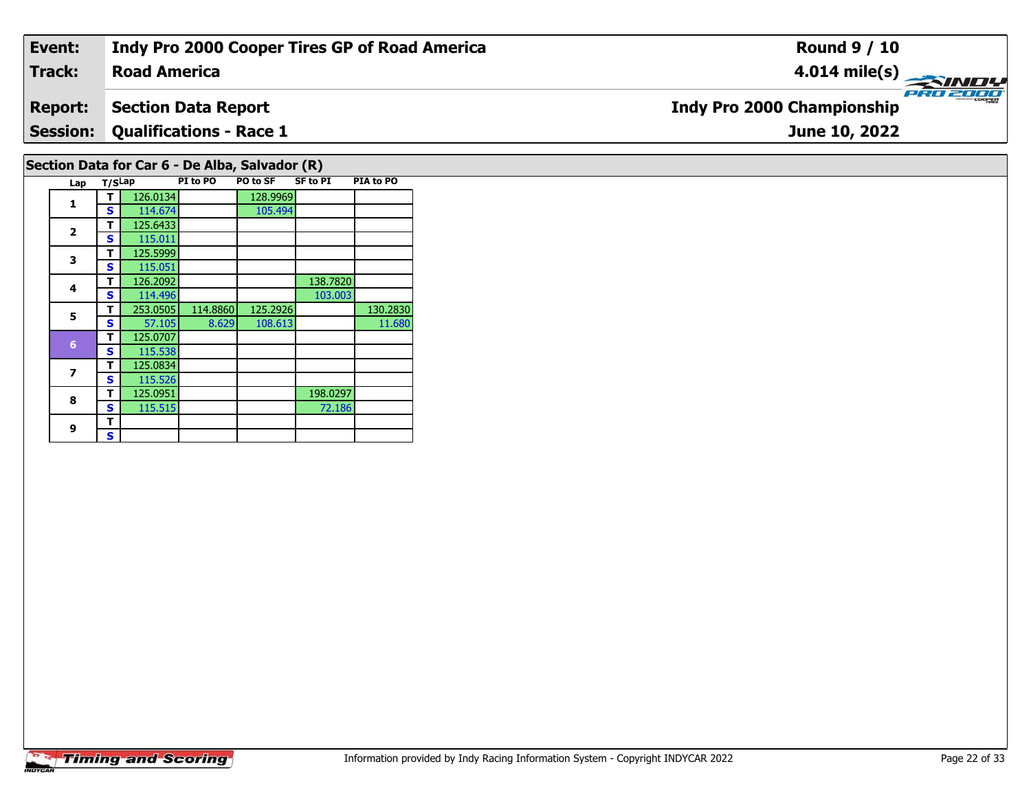| Event: | Indy Pro 2000 Cooper Tires GP of Road America | Round 9 / 10 |
|---|---|---|
| Track: | Road America | 4.014 mile(s) |
| Report: | Section Data Report | Indy Pro 2000 Championship |
| Session: | Qualifications - Race 1 | June 10, 2022 |

## Section Data for Car 6 - De Alba, Salvador (R)

| Lap | T/S | Lap | PI to PO | PO to SF | SF to PI | PIA to PO |
|---|---|---|---|---|---|---|
| 1 | T | 126.0134 | | 128.9969 | | |
| | S | 114.674 | | 105.494 | | |
| 2 | T | 125.6433 | | | | |
| | S | 115.011 | | | | |
| 3 | T | 125.5999 | | | | |
| | S | 115.051 | | | | |
| 4 | T | 126.2092 | | | 138.7820 | |
| | S | 114.496 | | | 103.003 | |
| 5 | T | 253.0505 | 114.8860 | 125.2926 | | 130.2830 |
| | S | 57.105 | 8.629 | 108.613 | | 11.680 |
| 6 | T | 125.0707 | | | | |
| | S | 115.538 | | | | |
| 7 | T | 125.0834 | | | | |
| | S | 115.526 | | | | |
| 8 | T | 125.0951 | | | 198.0297 | |
| | S | 115.515 | | | 72.186 | |
| 9 | T | | | | | |
| | S | | | | | |

Timing and Scoring

Information provided by Indy Racing Information System - Copyright INDYCAR 2022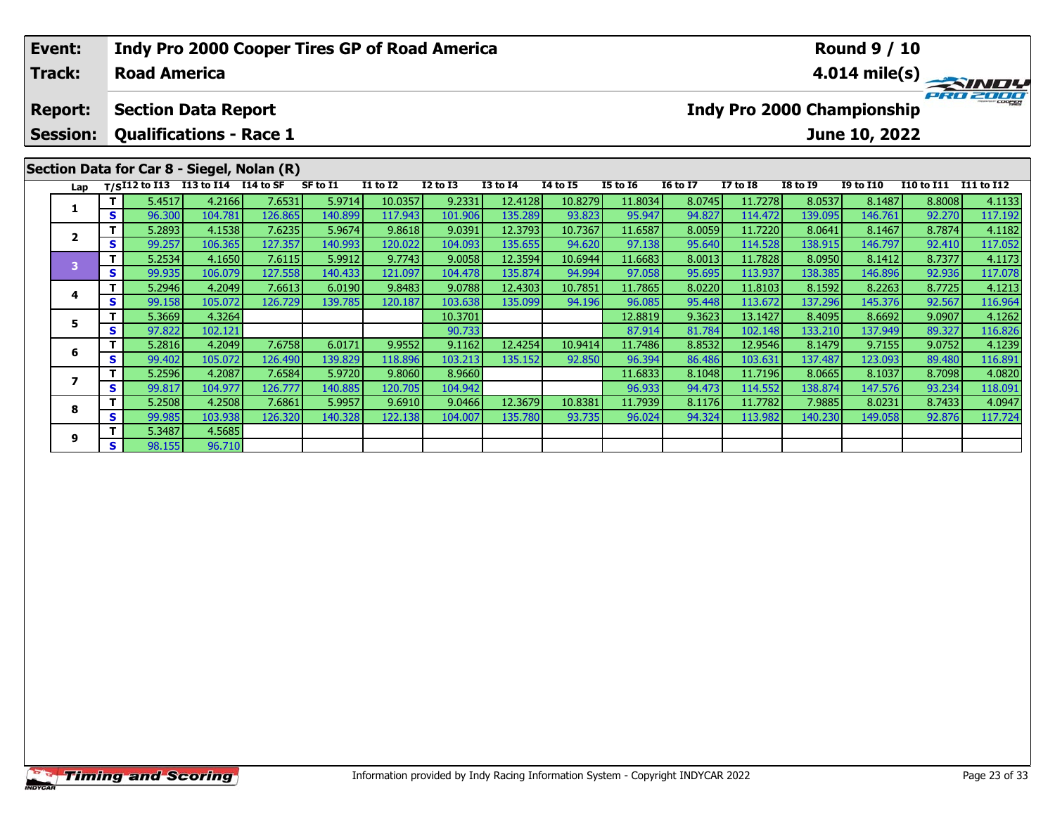| Event: | Indy Pro 2000 Cooper Tires GP of Road America | Round 9 / 10 |
|---|---|---|
| Track: | Road America | 4.014 mile(s) |
| Report: | Section Data Report | Indy Pro 2000 Championship |
| Session: | Qualifications - Race 1 | June 10, 2022 |

## Section Data for Car 8 - Siegel, Nolan (R)

| Lap | T/S | I12 to I13 | I13 to I14 | I14 to SF | SF to I1 | I1 to I2 | I2 to I3 | I3 to I4 | I4 to I5 | I5 to I6 | I6 to I7 | I7 to I8 | I8 to I9 | I9 to I10 | I10 to I11 | I11 to I12 |
|---|---|---|---|---|---|---|---|---|---|---|---|---|---|---|---|---|
| 1 | T | 5.4517 | 4.2166 | 7.6531 | 5.9714 | 10.0357 | 9.2331 | 12.4128 | 10.8279 | 11.8034 | 8.0745 | 11.7278 | 8.0537 | 8.1487 | 8.8008 | 4.1133 |
| | S | 96.300 | 104.781 | 126.865 | 140.899 | 117.943 | 101.906 | 135.289 | 93.823 | 95.947 | 94.827 | 114.472 | 139.095 | 146.761 | 92.270 | 117.192 |
| 2 | T | 5.2893 | 4.1538 | 7.6235 | 5.9674 | 9.8618 | 9.0391 | 12.3793 | 10.7367 | 11.6587 | 8.0059 | 11.7220 | 8.0641 | 8.1467 | 8.7874 | 4.1182 |
| | S | 99.257 | 106.365 | 127.357 | 140.993 | 120.022 | 104.093 | 135.655 | 94.620 | 97.138 | 95.640 | 114.528 | 138.915 | 146.797 | 92.410 | 117.052 |
| 3 | T | 5.2534 | 4.1650 | 7.6115 | 5.9912 | 9.7743 | 9.0058 | 12.3594 | 10.6944 | 11.6683 | 8.0013 | 11.7828 | 8.0950 | 8.1412 | 8.7377 | 4.1173 |
| | S | 99.935 | 106.079 | 127.558 | 140.433 | 121.097 | 104.478 | 135.874 | 94.994 | 97.058 | 95.695 | 113.937 | 138.385 | 146.896 | 92.936 | 117.078 |
| 4 | T | 5.2946 | 4.2049 | 7.6613 | 6.0190 | 9.8483 | 9.0788 | 12.4303 | 10.7851 | 11.7865 | 8.0220 | 11.8103 | 8.1592 | 8.2263 | 8.7725 | 4.1213 |
| | S | 99.158 | 105.072 | 126.729 | 139.785 | 120.187 | 103.638 | 135.099 | 94.196 | 96.085 | 95.448 | 113.672 | 137.296 | 145.376 | 92.567 | 116.964 |
| 5 | T | 5.3669 | 4.3264 | | | | 10.3701 | | | 12.8819 | 9.3623 | 13.1427 | 8.4095 | 8.6692 | 9.0907 | 4.1262 |
| | S | 97.822 | 102.121 | | | | 90.733 | | | 87.914 | 81.784 | 102.148 | 133.210 | 137.949 | 89.327 | 116.826 |
| 6 | T | 5.2816 | 4.2049 | 7.6758 | 6.0171 | 9.9552 | 9.1162 | 12.4254 | 10.9414 | 11.7486 | 8.8532 | 12.9546 | 8.1479 | 9.7155 | 9.0752 | 4.1239 |
| | S | 99.402 | 105.072 | 126.490 | 139.829 | 118.896 | 103.213 | 135.152 | 92.850 | 96.394 | 86.486 | 103.631 | 137.487 | 123.093 | 89.480 | 116.891 |
| 7 | T | 5.2596 | 4.2087 | 7.6584 | 5.9720 | 9.8060 | 8.9660 | | | 11.6833 | 8.1048 | 11.7196 | 8.0665 | 8.1037 | 8.7098 | 4.0820 |
| | S | 99.817 | 104.977 | 126.777 | 140.885 | 120.705 | 104.942 | | | 96.933 | 94.473 | 114.552 | 138.874 | 147.576 | 93.234 | 118.091 |
| 8 | T | 5.2508 | 4.2508 | 7.6861 | 5.9957 | 9.6910 | 9.0466 | 12.3679 | 10.8381 | 11.7939 | 8.1176 | 11.7782 | 7.9885 | 8.0231 | 8.7433 | 4.0947 |
| | S | 99.985 | 103.938 | 126.320 | 140.328 | 122.138 | 104.007 | 135.780 | 93.735 | 96.024 | 94.324 | 113.982 | 140.230 | 149.058 | 92.876 | 117.724 |
| 9 | T | 5.3487 | 4.5685 | | | | | | | | | | | | | |
| | S | 98.155 | 96.710 | | | | | | | | | | | | | |

Information provided by Indy Racing Information System - Copyright INDYCAR 2022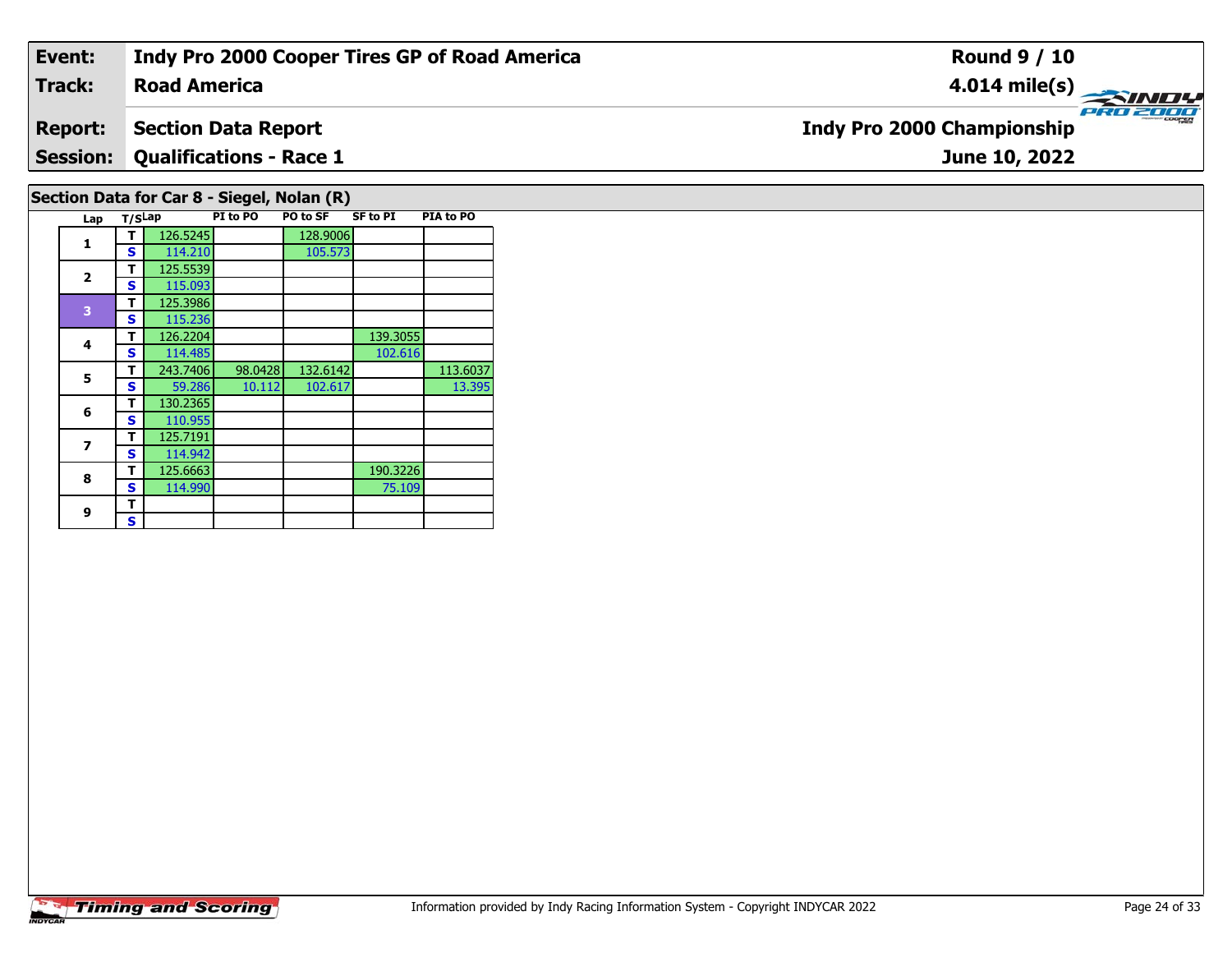| Event: | Indy Pro 2000 Cooper Tires GP of Road America | Round 9 / 10 |
|---|---|---|
| Track: | Road America | 4.014 mile(s) |
| Report: | Section Data Report | Indy Pro 2000 Championship |
| Session: | Qualifications - Race 1 | June 10, 2022 |

## Section Data for Car 8 - Siegel, Nolan (R)

| Lap | T/S | Lap | PI to PO | PO to SF | SF to PI | PIA to PO |
|---|---|---|---|---|---|---|
| 1 | T | 126.5245 | | 128.9006 | | |
| | S | 114.210 | | 105.573 | | |
| 2 | T | 125.5539 | | | | |
| | S | 115.093 | | | | |
| 3 | T | 125.3986 | | | | |
| | S | 115.236 | | | | |
| 4 | T | 126.2204 | | | 139.3055 | |
| | S | 114.485 | | | 102.616 | |
| 5 | T | 243.7406 | 98.0428 | 132.6142 | | 113.6037 |
| | S | 59.286 | 10.112 | 102.617 | | 13.395 |
| 6 | T | 130.2365 | | | | |
| | S | 110.955 | | | | |
| 7 | T | 125.7191 | | | | |
| | S | 114.942 | | | | |
| 8 | T | 125.6663 | | | 190.3226 | |
| | S | 114.990 | | | 75.109 | |
| 9 | T | | | | | |
| | S | | | | | |

Information provided by Indy Racing Information System - Copyright INDYCAR 2022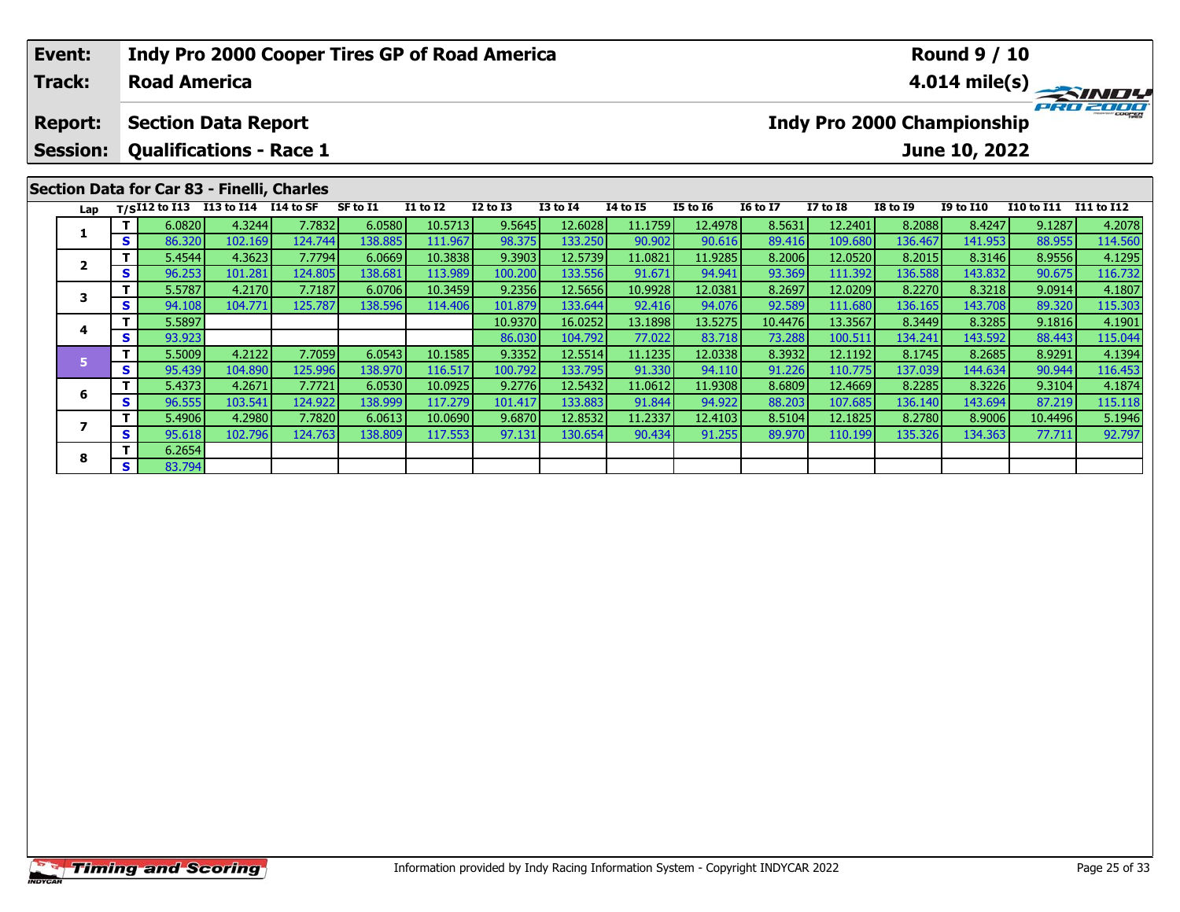| Event: | Indy Pro 2000 Cooper Tires GP of Road America | Round 9 / 10 |
|---|---|---|
| Track: | Road America | 4.014 mile(s) |
| Report: | Section Data Report | Indy Pro 2000 Championship |
| Session: | Qualifications - Race 1 | June 10, 2022 |

## Section Data for Car 83 - Finelli, Charles

| Lap | T/S | I12 to I13 | I13 to I14 | I14 to SF | SF to I1 | I1 to I2 | I2 to I3 | I3 to I4 | I4 to I5 | I5 to I6 | I6 to I7 | I7 to I8 | I8 to I9 | I9 to I10 | I10 to I11 | I11 to I12 |
|---|---|---|---|---|---|---|---|---|---|---|---|---|---|---|---|---|
| 1 | T | 6.0820 | 4.3244 | 7.7832 | 6.0580 | 10.5713 | 9.5645 | 12.6028 | 11.1759 | 12.4978 | 8.5631 | 12.2401 | 8.2088 | 8.4247 | 9.1287 | 4.2078 |
| | S | 86.320 | 102.169 | 124.744 | 138.885 | 111.967 | 98.375 | 133.250 | 90.902 | 90.616 | 89.416 | 109.680 | 136.467 | 141.953 | 88.955 | 114.560 |
| 2 | T | 5.4544 | 4.3623 | 7.7794 | 6.0669 | 10.3838 | 9.3903 | 12.5739 | 11.0821 | 11.9285 | 8.2006 | 12.0520 | 8.2015 | 8.3146 | 8.9556 | 4.1295 |
| | S | 96.253 | 101.281 | 124.805 | 138.681 | 113.989 | 100.200 | 133.556 | 91.671 | 94.941 | 93.369 | 111.392 | 136.588 | 143.832 | 90.675 | 116.732 |
| 3 | T | 5.5787 | 4.2170 | 7.7187 | 6.0706 | 10.3459 | 9.2356 | 12.5656 | 10.9928 | 12.0381 | 8.2697 | 12.0209 | 8.2270 | 8.3218 | 9.0914 | 4.1807 |
| | S | 94.108 | 104.771 | 125.787 | 138.596 | 114.406 | 101.879 | 133.644 | 92.416 | 94.076 | 92.589 | 111.680 | 136.165 | 143.708 | 89.320 | 115.303 |
| 4 | T | 5.5897 | | | | | 10.9370 | 16.0252 | 13.1898 | 13.5275 | 10.4476 | 13.3567 | 8.3449 | 8.3285 | 9.1816 | 4.1901 |
| | S | 93.923 | | | | | 86.030 | 104.792 | 77.022 | 83.718 | 73.288 | 100.511 | 134.241 | 143.592 | 88.443 | 115.044 |
| 5 | T | 5.5009 | 4.2122 | 7.7059 | 6.0543 | 10.1585 | 9.3352 | 12.5514 | 11.1235 | 12.0338 | 8.3932 | 12.1192 | 8.1745 | 8.2685 | 8.9291 | 4.1394 |
| | S | 95.439 | 104.890 | 125.996 | 138.970 | 116.517 | 100.792 | 133.795 | 91.330 | 94.110 | 91.226 | 110.775 | 137.039 | 144.634 | 90.944 | 116.453 |
| 6 | T | 5.4373 | 4.2671 | 7.7721 | 6.0530 | 10.0925 | 9.2776 | 12.5432 | 11.0612 | 11.9308 | 8.6809 | 12.4669 | 8.2285 | 8.3226 | 9.3104 | 4.1874 |
| | S | 96.555 | 103.541 | 124.922 | 138.999 | 117.279 | 101.417 | 133.883 | 91.844 | 94.922 | 88.203 | 107.685 | 136.140 | 143.694 | 87.219 | 115.118 |
| 7 | T | 5.4906 | 4.2980 | 7.7820 | 6.0613 | 10.0690 | 9.6870 | 12.8532 | 11.2337 | 12.4103 | 8.5104 | 12.1825 | 8.2780 | 8.9006 | 10.4496 | 5.1946 |
| | S | 95.618 | 102.796 | 124.763 | 138.809 | 117.553 | 97.131 | 130.654 | 90.434 | 91.255 | 89.970 | 110.199 | 135.326 | 134.363 | 77.711 | 92.797 |
| 8 | T | 6.2654 | | | | | | | | | | | | | | |
| | S | 83.794 | | | | | | | | | | | | | | |

Information provided by Indy Racing Information System - Copyright INDYCAR 2022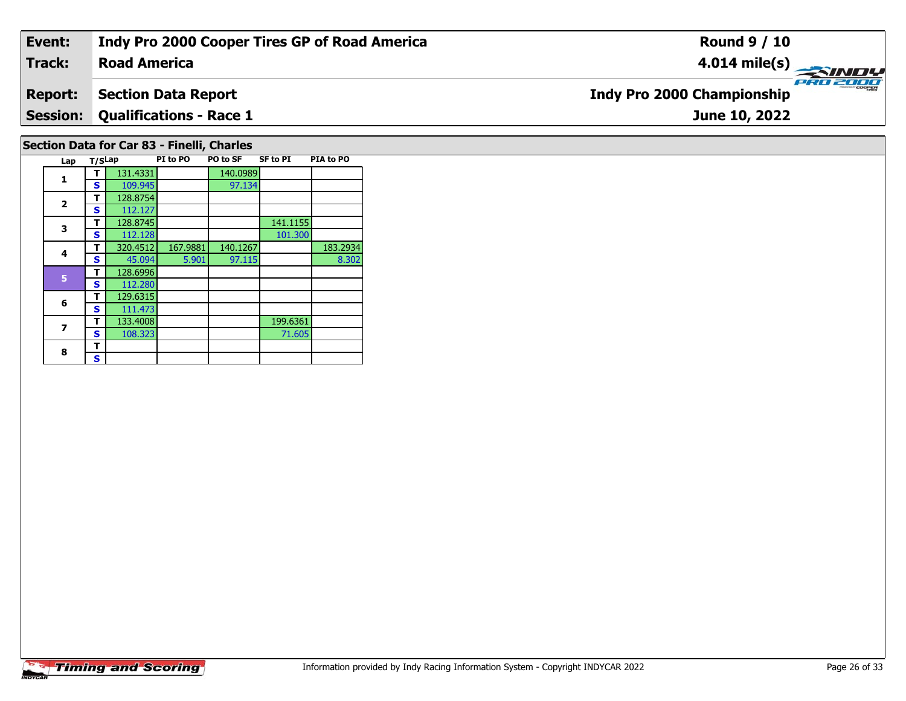| **Event:** | **Indy Pro 2000 Cooper Tires GP of Road America** | **Round 9 / 10** |
|---|---|---|
| **Track:** | **Road America** | **4.014 mile(s)** |
| **Report:** | **Section Data Report** | **Indy Pro 2000 Championship** |
| **Session:** | **Qualifications - Race 1** | **June 10, 2022** |

## Section Data for Car 83 - Finelli, Charles

| Lap | T/S | Lap | PI to PO | PO to SF | SF to PI | PIA to PO |
|---|---|---|---|---|---|---|
| 1 | T | 131.4331 | | 140.0989 | | |
| | S | 109.945 | | 97.134 | | |
| 2 | T | 128.8754 | | | | |
| | S | 112.127 | | | | |
| 3 | T | 128.8745 | | | 141.1155 | |
| | S | 112.128 | | | 101.300 | |
| 4 | T | 320.4512 | 167.9881 | 140.1267 | | 183.2934 |
| | S | 45.094 | 5.901 | 97.115 | | 8.302 |
| 5 | T | 128.6996 | | | | |
| | S | 112.280 | | | | |
| 6 | T | 129.6315 | | | | |
| | S | 111.473 | | | | |
| 7 | T | 133.4008 | | | 199.6361 | |
| | S | 108.323 | | | 71.605 | |
| 8 | T | | | | | |
| | S | | | | | |

Timing and Scoring

Information provided by Indy Racing Information System - Copyright INDYCAR 2022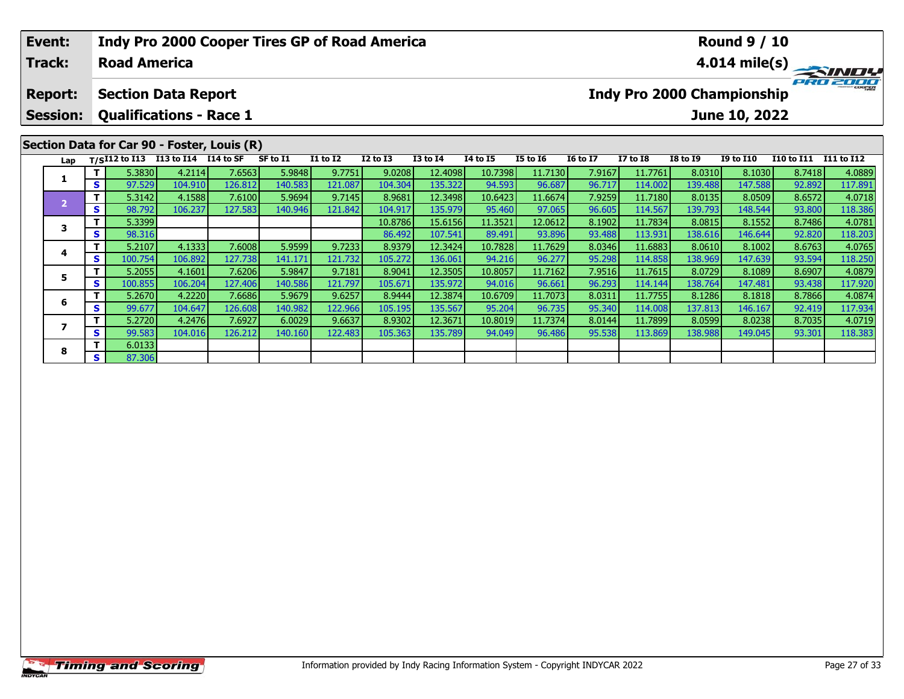| Event: | Indy Pro 2000 Cooper Tires GP of Road America | Round 9 / 10 |
|---|---|---|
| Track: | Road America | 4.014 mile(s) |
| Report: | Section Data Report | Indy Pro 2000 Championship |
| Session: | Qualifications - Race 1 | June 10, 2022 |

## Section Data for Car 90 - Foster, Louis (R)

| Lap | T/S | I12 to I13 | I13 to I14 | I14 to SF | SF to I1 | I1 to I2 | I2 to I3 | I3 to I4 | I4 to I5 | I5 to I6 | I6 to I7 | I7 to I8 | I8 to I9 | I9 to I10 | I10 to I11 | I11 to I12 |
|---|---|---|---|---|---|---|---|---|---|---|---|---|---|---|---|---|
| 1 | T | 5.3830 | 4.2114 | 7.6563 | 5.9848 | 9.7751 | 9.0208 | 12.4098 | 10.7398 | 11.7130 | 7.9167 | 11.7761 | 8.0310 | 8.1030 | 8.7418 | 4.0889 |
| | S | 97.529 | 104.910 | 126.812 | 140.583 | 121.087 | 104.304 | 135.322 | 94.593 | 96.687 | 96.717 | 114.002 | 139.488 | 147.588 | 92.892 | 117.891 |
| 2 | T | 5.3142 | 4.1588 | 7.6100 | 5.9694 | 9.7145 | 8.9681 | 12.3498 | 10.6423 | 11.6674 | 7.9259 | 11.7180 | 8.0135 | 8.0509 | 8.6572 | 4.0718 |
| | S | 98.792 | 106.237 | 127.583 | 140.946 | 121.842 | 104.917 | 135.979 | 95.460 | 97.065 | 96.605 | 114.567 | 139.793 | 148.544 | 93.800 | 118.386 |
| 3 | T | 5.3399 | | | | | 10.8786 | 15.6156 | 11.3521 | 12.0612 | 8.1902 | 11.7834 | 8.0815 | 8.1552 | 8.7486 | 4.0781 |
| | S | 98.316 | | | | | 86.492 | 107.541 | 89.491 | 93.896 | 93.488 | 113.931 | 138.616 | 146.644 | 92.820 | 118.203 |
| 4 | T | 5.2107 | 4.1333 | 7.6008 | 5.9599 | 9.7233 | 8.9379 | 12.3424 | 10.7828 | 11.7629 | 8.0346 | 11.6883 | 8.0610 | 8.1002 | 8.6763 | 4.0765 |
| | S | 100.754 | 106.892 | 127.738 | 141.171 | 121.732 | 105.272 | 136.061 | 94.216 | 96.277 | 95.298 | 114.858 | 138.969 | 147.639 | 93.594 | 118.250 |
| 5 | T | 5.2055 | 4.1601 | 7.6206 | 5.9847 | 9.7181 | 8.9041 | 12.3505 | 10.8057 | 11.7162 | 7.9516 | 11.7615 | 8.0729 | 8.1089 | 8.6907 | 4.0879 |
| | S | 100.855 | 106.204 | 127.406 | 140.586 | 121.797 | 105.671 | 135.972 | 94.016 | 96.661 | 96.293 | 114.144 | 138.764 | 147.481 | 93.438 | 117.920 |
| 6 | T | 5.2670 | 4.2220 | 7.6686 | 5.9679 | 9.6257 | 8.9444 | 12.3874 | 10.6709 | 11.7073 | 8.0311 | 11.7755 | 8.1286 | 8.1818 | 8.7866 | 4.0874 |
| | S | 99.677 | 104.647 | 126.608 | 140.982 | 122.966 | 105.195 | 135.567 | 95.204 | 96.735 | 95.340 | 114.008 | 137.813 | 146.167 | 92.419 | 117.934 |
| 7 | T | 5.2720 | 4.2476 | 7.6927 | 6.0029 | 9.6637 | 8.9302 | 12.3671 | 10.8019 | 11.7374 | 8.0144 | 11.7899 | 8.0599 | 8.0238 | 8.7035 | 4.0719 |
| | S | 99.583 | 104.016 | 126.212 | 140.160 | 122.483 | 105.363 | 135.789 | 94.049 | 96.486 | 95.538 | 113.869 | 138.988 | 149.045 | 93.301 | 118.383 |
| 8 | T | 6.0133 | | | | | | | | | | | | | | |
| | S | 87.306 | | | | | | | | | | | | | | |

Information provided by Indy Racing Information System - Copyright INDYCAR 2022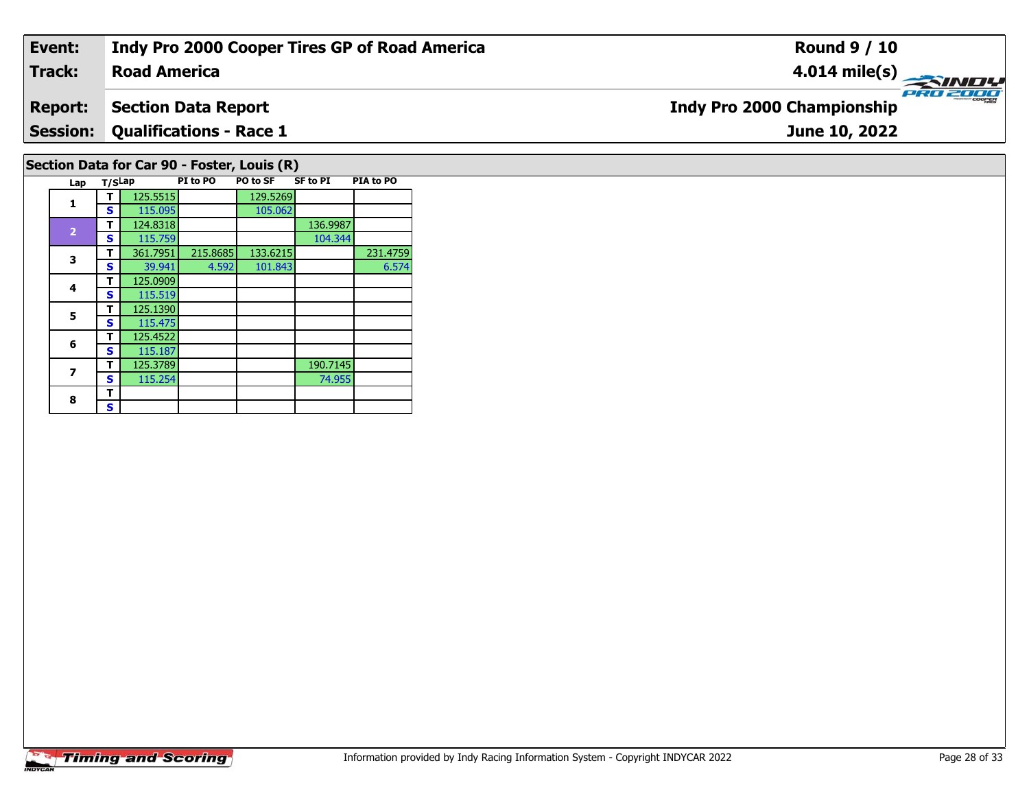| Event: | Indy Pro 2000 Cooper Tires GP of Road America | Round 9 / 10 |
|---|---|---|
| Track: | Road America | 4.014 mile(s) |
| Report: | Section Data Report | Indy Pro 2000 Championship |
| Session: | Qualifications - Race 1 | June 10, 2022 |

## Section Data for Car 90 - Foster, Louis (R)

| Lap | T/S | Lap | PI to PO | PO to SF | SF to PI | PIA to PO |
|---|---|---|---|---|---|---|
| 1 | T | 125.5515 | | 129.5269 | | |
| | S | 115.095 | | 105.062 | | |
| 2 | T | 124.8318 | | | 136.9987 | |
| | S | 115.759 | | | 104.344 | |
| 3 | T | 361.7951 | 215.8685 | 133.6215 | | 231.4759 |
| | S | 39.941 | 4.592 | 101.843 | | 6.574 |
| 4 | T | 125.0909 | | | | |
| | S | 115.519 | | | | |
| 5 | T | 125.1390 | | | | |
| | S | 115.475 | | | | |
| 6 | T | 125.4522 | | | | |
| | S | 115.187 | | | | |
| 7 | T | 125.3789 | | | 190.7145 | |
| | S | 115.254 | | | 74.955 | |
| 8 | T | | | | | |
| | S | | | | | |

Information provided by Indy Racing Information System - Copyright INDYCAR 2022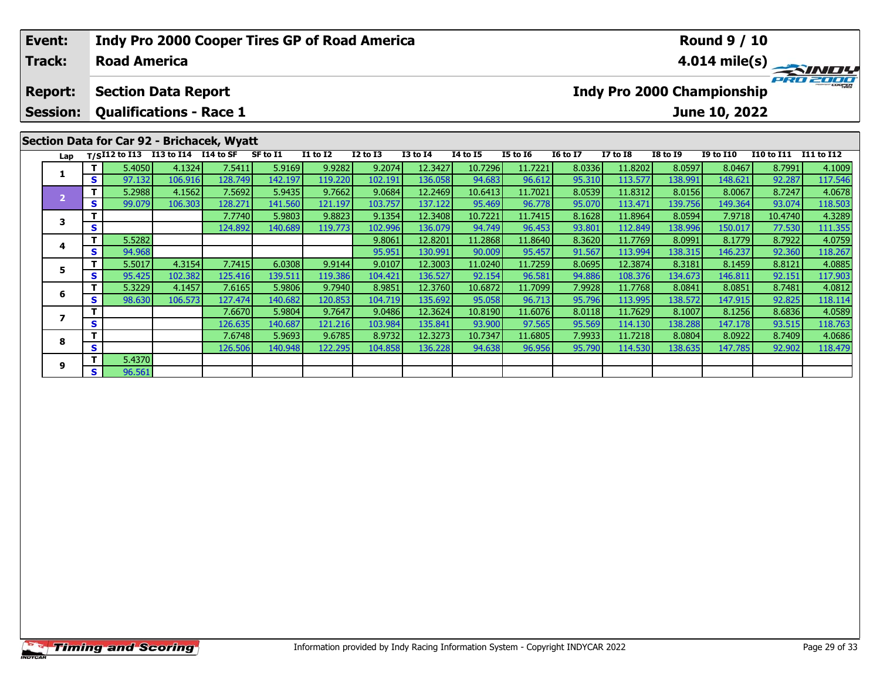| Event: | Indy Pro 2000 Cooper Tires GP of Road America | Round 9 / 10 |
|---|---|---|
| Track: | Road America | 4.014 mile(s) |
| Report: | Section Data Report | Indy Pro 2000 Championship |
| Session: | Qualifications - Race 1 | June 10, 2022 |

## Section Data for Car 92 - Brichacek, Wyatt

| Lap | T/S | I12 to I13 | I13 to I14 | I14 to SF | SF to I1 | I1 to I2 | I2 to I3 | I3 to I4 | I4 to I5 | I5 to I6 | I6 to I7 | I7 to I8 | I8 to I9 | I9 to I10 | I10 to I11 | I11 to I12 |
|---|---|---|---|---|---|---|---|---|---|---|---|---|---|---|---|---|
| 1 | T | 5.4050 | 4.1324 | 7.5411 | 5.9169 | 9.9282 | 9.2074 | 12.3427 | 10.7296 | 11.7221 | 8.0336 | 11.8202 | 8.0597 | 8.0467 | 8.7991 | 4.1009 |
| | S | 97.132 | 106.916 | 128.749 | 142.197 | 119.220 | 102.191 | 136.058 | 94.683 | 96.612 | 95.310 | 113.577 | 138.991 | 148.621 | 92.287 | 117.546 |
| 2 | T | 5.2988 | 4.1562 | 7.5692 | 5.9435 | 9.7662 | 9.0684 | 12.2469 | 10.6413 | 11.7021 | 8.0539 | 11.8312 | 8.0156 | 8.0067 | 8.7247 | 4.0678 |
| | S | 99.079 | 106.303 | 128.271 | 141.560 | 121.197 | 103.757 | 137.122 | 95.469 | 96.778 | 95.070 | 113.471 | 139.756 | 149.364 | 93.074 | 118.503 |
| 3 | T | | | 7.7740 | 5.9803 | 9.8823 | 9.1354 | 12.3408 | 10.7221 | 11.7415 | 8.1628 | 11.8964 | 8.0594 | 7.9718 | 10.4740 | 4.3289 |
| | S | | | 124.892 | 140.689 | 119.773 | 102.996 | 136.079 | 94.749 | 96.453 | 93.801 | 112.849 | 138.996 | 150.017 | 77.530 | 111.355 |
| 4 | T | 5.5282 | | | | | 9.8061 | 12.8201 | 11.2868 | 11.8640 | 8.3620 | 11.7769 | 8.0991 | 8.1779 | 8.7922 | 4.0759 |
| | S | 94.968 | | | | | 95.951 | 130.991 | 90.009 | 95.457 | 91.567 | 113.994 | 138.315 | 146.237 | 92.360 | 118.267 |
| 5 | T | 5.5017 | 4.3154 | 7.7415 | 6.0308 | 9.9144 | 9.0107 | 12.3003 | 11.0240 | 11.7259 | 8.0695 | 12.3874 | 8.3181 | 8.1459 | 8.8121 | 4.0885 |
| | S | 95.425 | 102.382 | 125.416 | 139.511 | 119.386 | 104.421 | 136.527 | 92.154 | 96.581 | 94.886 | 108.376 | 134.673 | 146.811 | 92.151 | 117.903 |
| 6 | T | 5.3229 | 4.1457 | 7.6165 | 5.9806 | 9.7940 | 8.9851 | 12.3760 | 10.6872 | 11.7099 | 7.9928 | 11.7768 | 8.0841 | 8.0851 | 8.7481 | 4.0812 |
| | S | 98.630 | 106.573 | 127.474 | 140.682 | 120.853 | 104.719 | 135.692 | 95.058 | 96.713 | 95.796 | 113.995 | 138.572 | 147.915 | 92.825 | 118.114 |
| 7 | T | | | 7.6670 | 5.9804 | 9.7647 | 9.0486 | 12.3624 | 10.8190 | 11.6076 | 8.0118 | 11.7629 | 8.1007 | 8.1256 | 8.6836 | 4.0589 |
| | S | | | 126.635 | 140.687 | 121.216 | 103.984 | 135.841 | 93.900 | 97.565 | 95.569 | 114.130 | 138.288 | 147.178 | 93.515 | 118.763 |
| 8 | T | | | 7.6748 | 5.9693 | 9.6785 | 8.9732 | 12.3273 | 10.7347 | 11.6805 | 7.9933 | 11.7218 | 8.0804 | 8.0922 | 8.7409 | 4.0686 |
| | S | | | 126.506 | 140.948 | 122.295 | 104.858 | 136.228 | 94.638 | 96.956 | 95.790 | 114.530 | 138.635 | 147.785 | 92.902 | 118.479 |
| 9 | T | 5.4370 | | | | | | | | | | | | | | |
| | S | 96.561 | | | | | | | | | | | | | | |

Information provided by Indy Racing Information System - Copyright INDYCAR 2022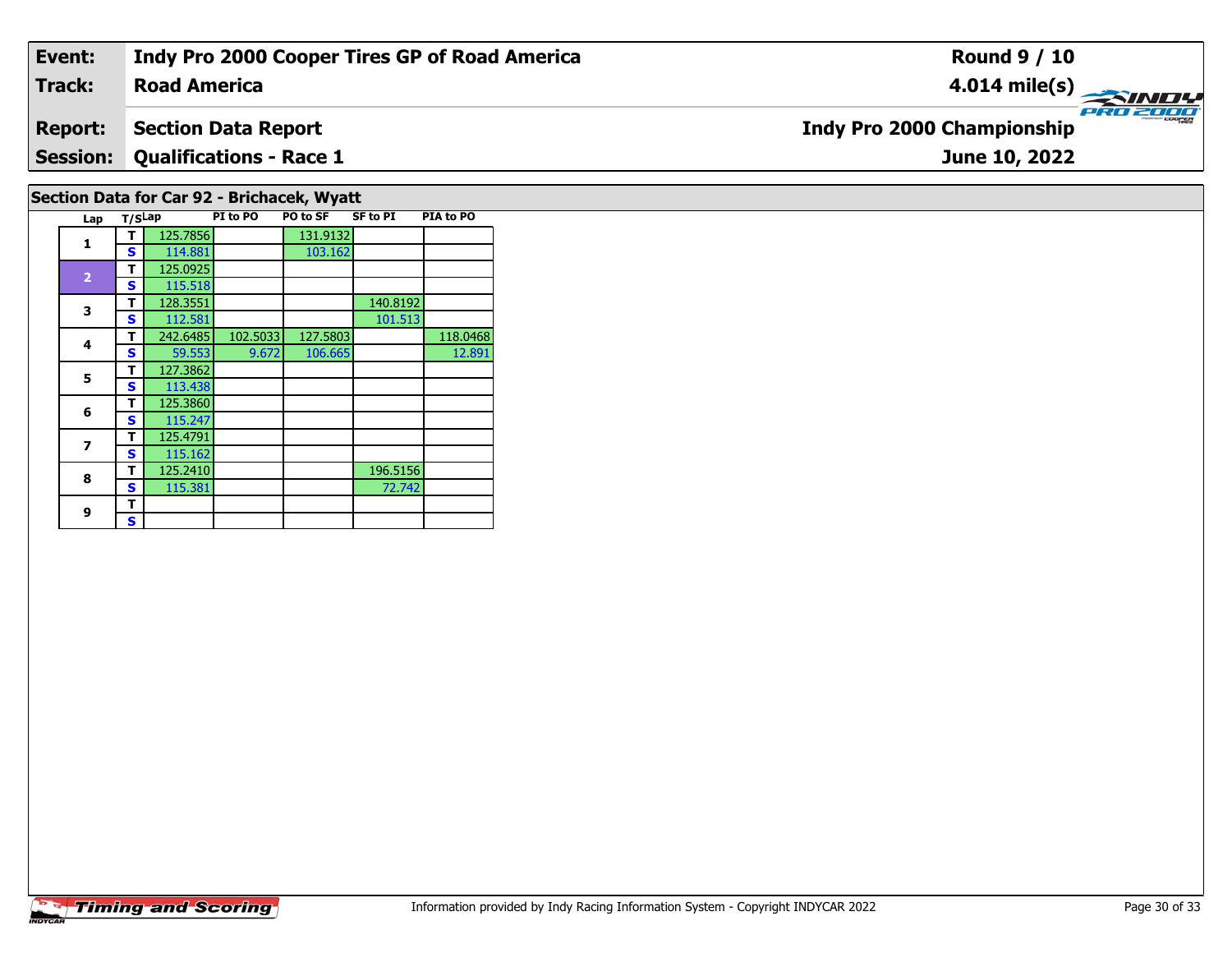| Event: | Indy Pro 2000 Cooper Tires GP of Road America | Round 9 / 10 |
|---|---|---|
| Track: | Road America | 4.014 mile(s) |
| Report: | Section Data Report | Indy Pro 2000 Championship |
| Session: | Qualifications - Race 1 | June 10, 2022 |

## Section Data for Car 92 - Brichacek, Wyatt

| Lap | T/S | Lap | PI to PO | PO to SF | SF to PI | PIA to PO |
|---|---|---|---|---|---|---|
| 1 | T | 125.7856 | | 131.9132 | | |
| | S | 114.881 | | 103.162 | | |
| 2 | T | 125.0925 | | | | |
| | S | 115.518 | | | | |
| 3 | T | 128.3551 | | | 140.8192 | |
| | S | 112.581 | | | 101.513 | |
| 4 | T | 242.6485 | 102.5033 | 127.5803 | | 118.0468 |
| | S | 59.553 | 9.672 | 106.665 | | 12.891 |
| 5 | T | 127.3862 | | | | |
| | S | 113.438 | | | | |
| 6 | T | 125.3860 | | | | |
| | S | 115.247 | | | | |
| 7 | T | 125.4791 | | | | |
| | S | 115.162 | | | | |
| 8 | T | 125.2410 | | | 196.5156 | |
| | S | 115.381 | | | 72.742 | |
| 9 | T | | | | | |
| | S | | | | | |

Timing and Scoring

Information provided by Indy Racing Information System - Copyright INDYCAR 2022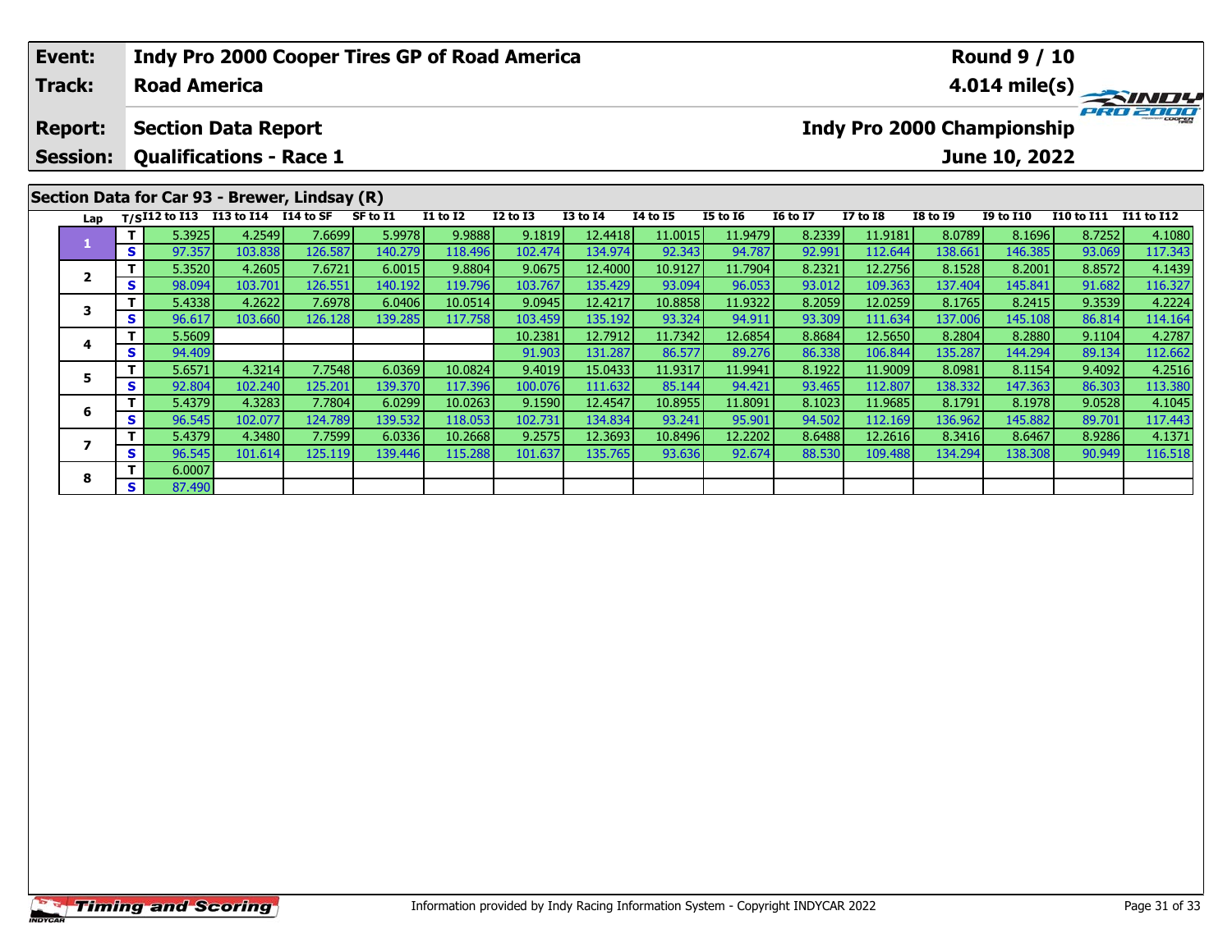| Event: | Indy Pro 2000 Cooper Tires GP of Road America | Round 9 / 10 |
|---|---|---|
| Track: | Road America | 4.014 mile(s) |
| Report: | Section Data Report | Indy Pro 2000 Championship |
| Session: | Qualifications - Race 1 | June 10, 2022 |

## Section Data for Car 93 - Brewer, Lindsay (R)

| Lap | T/S | I12 to I13 | I13 to I14 | I14 to SF | SF to I1 | I1 to I2 | I2 to I3 | I3 to I4 | I4 to I5 | I5 to I6 | I6 to I7 | I7 to I8 | I8 to I9 | I9 to I10 | I10 to I11 | I11 to I12 |
|---|---|---|---|---|---|---|---|---|---|---|---|---|---|---|---|---|
| 1 | T | 5.3925 | 4.2549 | 7.6699 | 5.9978 | 9.9888 | 9.1819 | 12.4418 | 11.0015 | 11.9479 | 8.2339 | 11.9181 | 8.0789 | 8.1696 | 8.7252 | 4.1080 |
| | S | 97.357 | 103.838 | 126.587 | 140.279 | 118.496 | 102.474 | 134.974 | 92.343 | 94.787 | 92.991 | 112.644 | 138.661 | 146.385 | 93.069 | 117.343 |
| 2 | T | 5.3520 | 4.2605 | 7.6721 | 6.0015 | 9.8804 | 9.0675 | 12.4000 | 10.9127 | 11.7904 | 8.2321 | 12.2756 | 8.1528 | 8.2001 | 8.8572 | 4.1439 |
| | S | 98.094 | 103.701 | 126.551 | 140.192 | 119.796 | 103.767 | 135.429 | 93.094 | 96.053 | 93.012 | 109.363 | 137.404 | 145.841 | 91.682 | 116.327 |
| 3 | T | 5.4338 | 4.2622 | 7.6978 | 6.0406 | 10.0514 | 9.0945 | 12.4217 | 10.8858 | 11.9322 | 8.2059 | 12.0259 | 8.1765 | 8.2415 | 9.3539 | 4.2224 |
| | S | 96.617 | 103.660 | 126.128 | 139.285 | 117.758 | 103.459 | 135.192 | 93.324 | 94.911 | 93.309 | 111.634 | 137.006 | 145.108 | 86.814 | 114.164 |
| 4 | T | 5.5609 | | | | | 10.2381 | 12.7912 | 11.7342 | 12.6854 | 8.8684 | 12.5650 | 8.2804 | 8.2880 | 9.1104 | 4.2787 |
| | S | 94.409 | | | | | 91.903 | 131.287 | 86.577 | 89.276 | 86.338 | 106.844 | 135.287 | 144.294 | 89.134 | 112.662 |
| 5 | T | 5.6571 | 4.3214 | 7.7548 | 6.0369 | 10.0824 | 9.4019 | 15.0433 | 11.9317 | 11.9941 | 8.1922 | 11.9009 | 8.0981 | 8.1154 | 9.4092 | 4.2516 |
| | S | 92.804 | 102.240 | 125.201 | 139.370 | 117.396 | 100.076 | 111.632 | 85.144 | 94.421 | 93.465 | 112.807 | 138.332 | 147.363 | 86.303 | 113.380 |
| 6 | T | 5.4379 | 4.3283 | 7.7804 | 6.0299 | 10.0263 | 9.1590 | 12.4547 | 10.8955 | 11.8091 | 8.1023 | 11.9685 | 8.1791 | 8.1978 | 9.0528 | 4.1045 |
| | S | 96.545 | 102.077 | 124.789 | 139.532 | 118.053 | 102.731 | 134.834 | 93.241 | 95.901 | 94.502 | 112.169 | 136.962 | 145.882 | 89.701 | 117.443 |
| 7 | T | 5.4379 | 4.3480 | 7.7599 | 6.0336 | 10.2668 | 9.2575 | 12.3693 | 10.8496 | 12.2202 | 8.6488 | 12.2616 | 8.3416 | 8.6467 | 8.9286 | 4.1371 |
| | S | 96.545 | 101.614 | 125.119 | 139.446 | 115.288 | 101.637 | 135.765 | 93.636 | 92.674 | 88.530 | 109.488 | 134.294 | 138.308 | 90.949 | 116.518 |
| 8 | T | 6.0007 | | | | | | | | | | | | | | |
| | S | 87.490 | | | | | | | | | | | | | | |

Information provided by Indy Racing Information System - Copyright INDYCAR 2022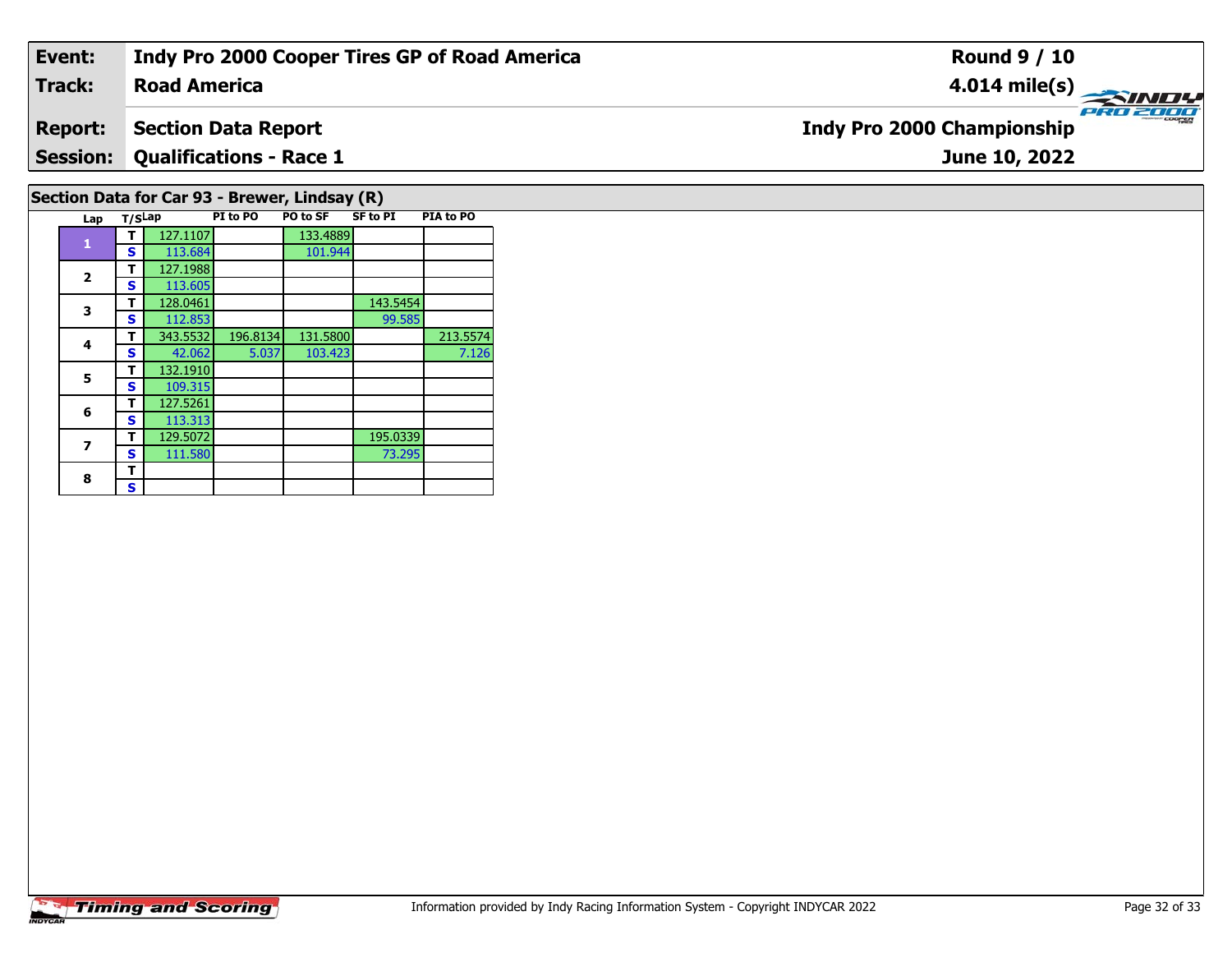| Event: | Indy Pro 2000 Cooper Tires GP of Road America | Round 9 / 10 |
|---|---|---|
| Track: | Road America | 4.014 mile(s) |
| Report: | Section Data Report | Indy Pro 2000 Championship |
| Session: | Qualifications - Race 1 | June 10, 2022 |

## Section Data for Car 93 - Brewer, Lindsay (R)

| Lap | T/S | Lap | PI to PO | PO to SF | SF to PI | PIA to PO |
|---|---|---|---|---|---|---|
| 1 | T | 127.1107 | | 133.4889 | | |
| | S | 113.684 | | 101.944 | | |
| 2 | T | 127.1988 | | | | |
| | S | 113.605 | | | | |
| 3 | T | 128.0461 | | | 143.5454 | |
| | S | 112.853 | | | 99.585 | |
| 4 | T | 343.5532 | 196.8134 | 131.5800 | | 213.5574 |
| | S | 42.062 | 5.037 | 103.423 | | 7.126 |
| 5 | T | 132.1910 | | | | |
| | S | 109.315 | | | | |
| 6 | T | 127.5261 | | | | |
| | S | 113.313 | | | | |
| 7 | T | 129.5072 | | | 195.0339 | |
| | S | 111.580 | | | 73.295 | |
| 8 | T | | | | | |
| | S | | | | | |

Information provided by Indy Racing Information System - Copyright INDYCAR 2022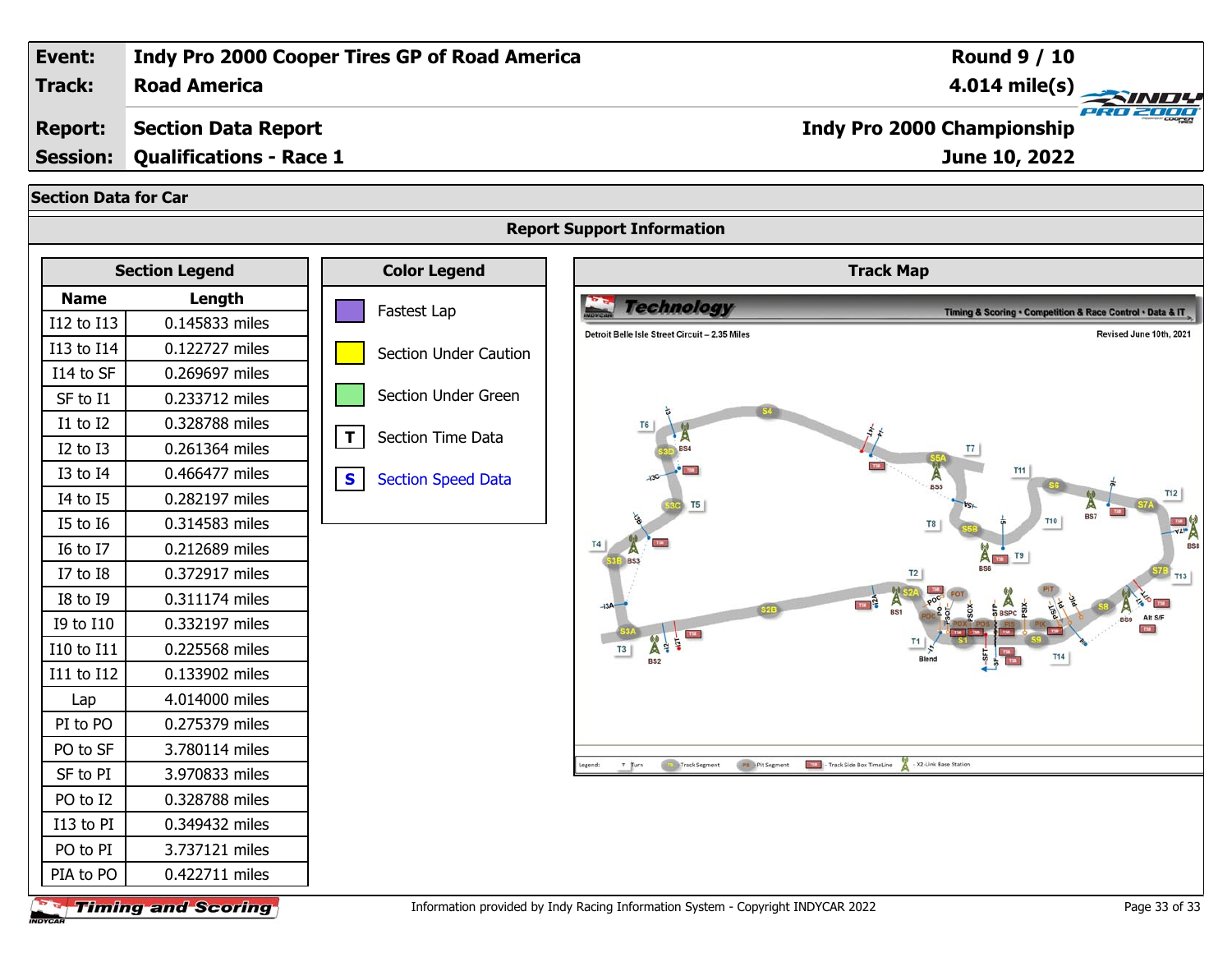**Event:** Indy Pro 2000 Cooper Tires GP of Road America
**Track:** Road America
**Report:** Section Data Report
**Session:** Qualifications - Race 1

**Round 9 / 10**
**4.014 mile(s)**
**Indy Pro 2000 Championship**
**June 10, 2022**

## Section Data for Car

### Report Support Information

| Section Legend | |
|---|---|
| **Name** | **Length** |
| I12 to I13 | 0.145833 miles |
| I13 to I14 | 0.122727 miles |
| I14 to SF | 0.269697 miles |
| SF to I1 | 0.233712 miles |
| I1 to I2 | 0.328788 miles |
| I2 to I3 | 0.261364 miles |
| I3 to I4 | 0.466477 miles |
| I4 to I5 | 0.282197 miles |
| I5 to I6 | 0.314583 miles |
| I6 to I7 | 0.212689 miles |
| I7 to I8 | 0.372917 miles |
| I8 to I9 | 0.311174 miles |
| I9 to I10 | 0.332197 miles |
| I10 to I11 | 0.225568 miles |
| I11 to I12 | 0.133902 miles |
| Lap | 4.014000 miles |
| PI to PO | 0.275379 miles |
| PO to SF | 3.780114 miles |
| SF to PI | 3.970833 miles |
| PO to I2 | 0.328788 miles |
| I13 to PI | 0.349432 miles |
| PO to PI | 3.737121 miles |
| PIA to PO | 0.422711 miles |

| Color Legend | |
|---|---|
| | Fastest Lap |
| | Section Under Caution |
| | Section Under Green |
| T | Section Time Data |
| S | Section Speed Data |

### Track Map

Technology
Timing & Scoring • Competition & Race Control • Data & IT
Detroit Belle Isle Street Circuit – 2.35 Miles
Revised June 10th, 2021

Legend: T Turn, Track Segment, Pit Segment, Track Side Box TimeLine, X2-Link Base Station

Information provided by Indy Racing Information System - Copyright INDYCAR 2022